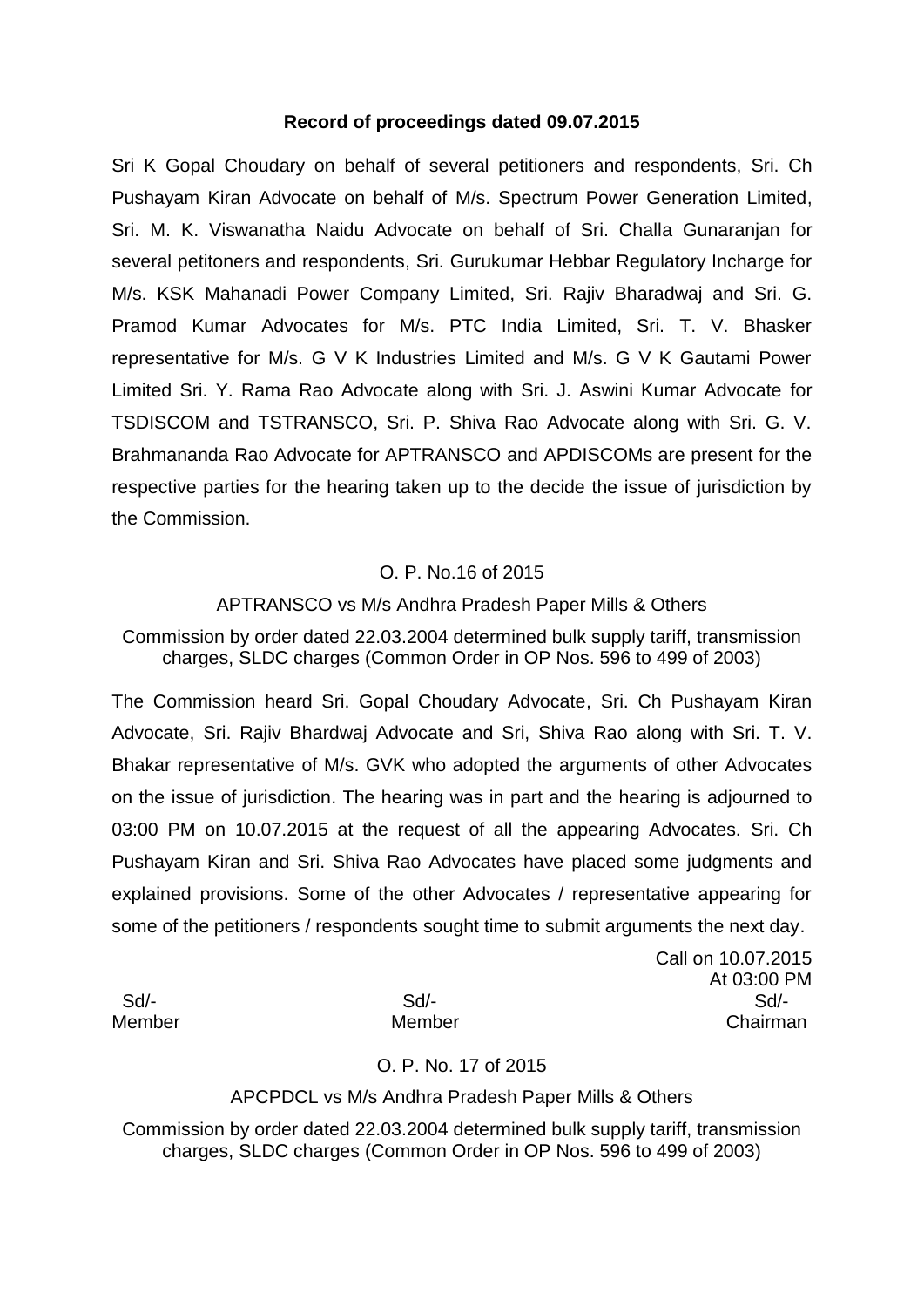**Record of proceedings dated 09.07.2015**

Sri K Gopal Choudary on behalf of several petitioners and respondents, Sri. Ch Pushayam Kiran Advocate on behalf of M/s. Spectrum Power Generation Limited, Sri. M. K. Viswanatha Naidu Advocate on behalf of Sri. Challa Gunaranjan for several petitoners and respondents, Sri. Gurukumar Hebbar Regulatory Incharge for M/s. KSK Mahanadi Power Company Limited, Sri. Rajiv Bharadwaj and Sri. G. Pramod Kumar Advocates for M/s. PTC India Limited, Sri. T. V. Bhasker representative for M/s. G V K Industries Limited and M/s. G V K Gautami Power Limited Sri. Y. Rama Rao Advocate along with Sri. J. Aswini Kumar Advocate for TSDISCOM and TSTRANSCO, Sri. P. Shiva Rao Advocate along with Sri. G. V. Brahmananda Rao Advocate for APTRANSCO and APDISCOMs are present for the respective parties for the hearing taken up to the decide the issue of jurisdiction by the Commission.

O. P. No.16 of 2015

APTRANSCO vs M/s Andhra Pradesh Paper Mills & Others

Commission by order dated 22.03.2004 determined bulk supply tariff, transmission charges, SLDC charges (Common Order in OP Nos. 596 to 499 of 2003)

The Commission heard Sri. Gopal Choudary Advocate, Sri. Ch Pushayam Kiran Advocate, Sri. Rajiv Bhardwaj Advocate and Sri, Shiva Rao along with Sri. T. V. Bhakar representative of M/s. GVK who adopted the arguments of other Advocates on the issue of jurisdiction. The hearing was in part and the hearing is adjourned to 03:00 PM on 10.07.2015 at the request of all the appearing Advocates. Sri. Ch Pushayam Kiran and Sri. Shiva Rao Advocates have placed some judgments and explained provisions. Some of the other Advocates / representative appearing for some of the petitioners / respondents sought time to submit arguments the next day.

Call on 10.07.2015
At 03:00 PM

| Sd/- | Sd/- | Sd/- |
|---|---|---|
| Member | Member | Chairman |

O. P. No. 17 of 2015

APCPDCL vs M/s Andhra Pradesh Paper Mills & Others

Commission by order dated 22.03.2004 determined bulk supply tariff, transmission charges, SLDC charges (Common Order in OP Nos. 596 to 499 of 2003)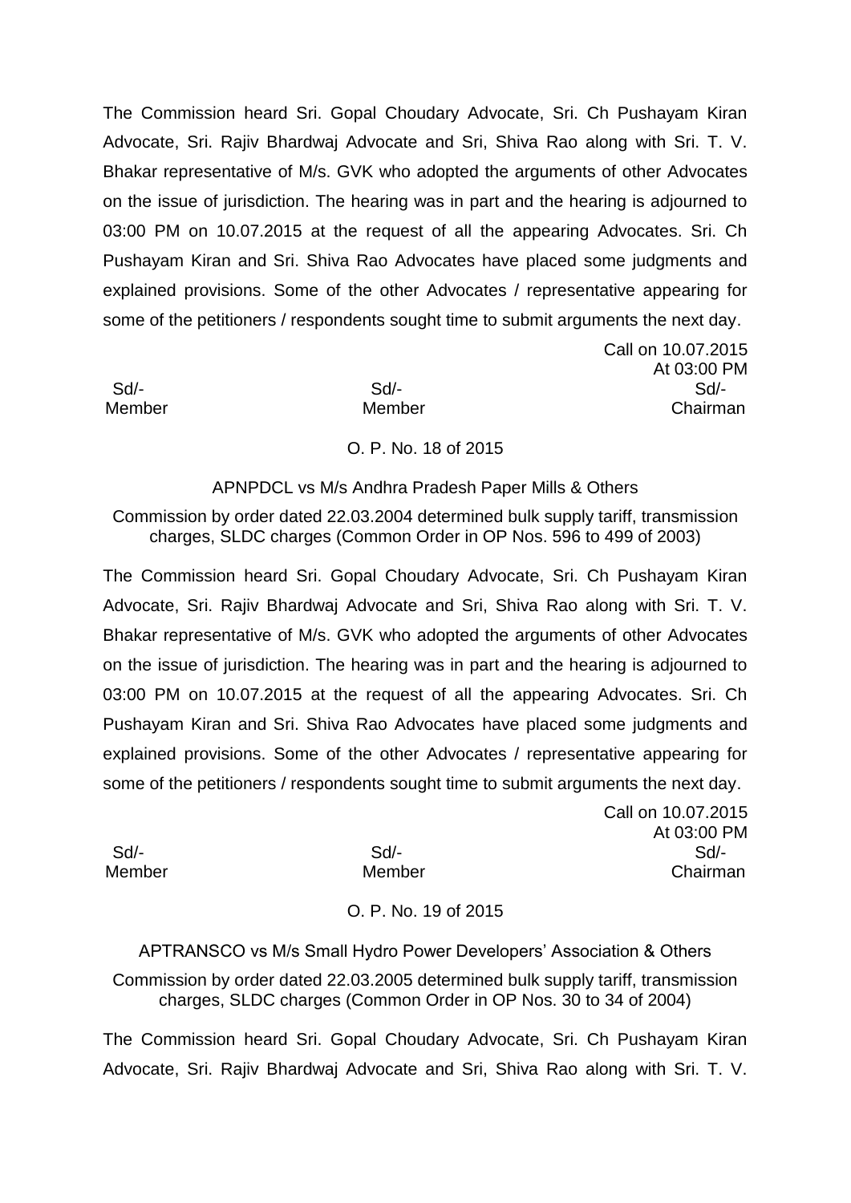The Commission heard Sri. Gopal Choudary Advocate, Sri. Ch Pushayam Kiran Advocate, Sri. Rajiv Bhardwaj Advocate and Sri, Shiva Rao along with Sri. T. V. Bhakar representative of M/s. GVK who adopted the arguments of other Advocates on the issue of jurisdiction. The hearing was in part and the hearing is adjourned to 03:00 PM on 10.07.2015 at the request of all the appearing Advocates. Sri. Ch Pushayam Kiran and Sri. Shiva Rao Advocates have placed some judgments and explained provisions. Some of the other Advocates / representative appearing for some of the petitioners / respondents sought time to submit arguments the next day.

Call on 10.07.2015
At 03:00 PM

| Sd/- | Sd/- | Sd/- |
|---|---|---|
| Member | Member | Chairman |

O. P. No. 18 of 2015

APNPDCL vs M/s Andhra Pradesh Paper Mills & Others

Commission by order dated 22.03.2004 determined bulk supply tariff, transmission charges, SLDC charges (Common Order in OP Nos. 596 to 499 of 2003)

The Commission heard Sri. Gopal Choudary Advocate, Sri. Ch Pushayam Kiran Advocate, Sri. Rajiv Bhardwaj Advocate and Sri, Shiva Rao along with Sri. T. V. Bhakar representative of M/s. GVK who adopted the arguments of other Advocates on the issue of jurisdiction. The hearing was in part and the hearing is adjourned to 03:00 PM on 10.07.2015 at the request of all the appearing Advocates. Sri. Ch Pushayam Kiran and Sri. Shiva Rao Advocates have placed some judgments and explained provisions. Some of the other Advocates / representative appearing for some of the petitioners / respondents sought time to submit arguments the next day.

Call on 10.07.2015
At 03:00 PM

| Sd/- | Sd/- | Sd/- |
|---|---|---|
| Member | Member | Chairman |

O. P. No. 19 of 2015

APTRANSCO vs M/s Small Hydro Power Developers' Association & Others

Commission by order dated 22.03.2005 determined bulk supply tariff, transmission charges, SLDC charges (Common Order in OP Nos. 30 to 34 of 2004)

The Commission heard Sri. Gopal Choudary Advocate, Sri. Ch Pushayam Kiran Advocate, Sri. Rajiv Bhardwaj Advocate and Sri, Shiva Rao along with Sri. T. V.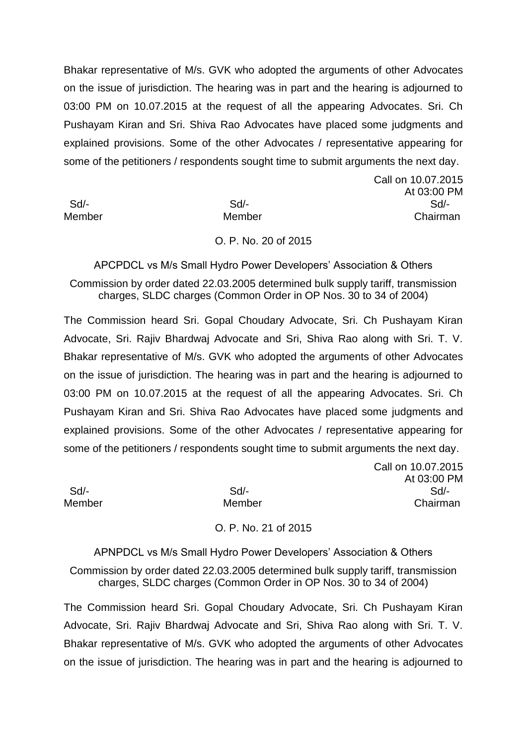Bhakar representative of M/s. GVK who adopted the arguments of other Advocates on the issue of jurisdiction. The hearing was in part and the hearing is adjourned to 03:00 PM on 10.07.2015 at the request of all the appearing Advocates. Sri. Ch Pushayam Kiran and Sri. Shiva Rao Advocates have placed some judgments and explained provisions. Some of the other Advocates / representative appearing for some of the petitioners / respondents sought time to submit arguments the next day.

Call on 10.07.2015
At 03:00 PM

| Sd/- | Sd/- | Sd/- |
|---|---|---|
| Member | Member | Chairman |

O. P. No. 20 of 2015

APCPDCL vs M/s Small Hydro Power Developers' Association & Others

Commission by order dated 22.03.2005 determined bulk supply tariff, transmission charges, SLDC charges (Common Order in OP Nos. 30 to 34 of 2004)

The Commission heard Sri. Gopal Choudary Advocate, Sri. Ch Pushayam Kiran Advocate, Sri. Rajiv Bhardwaj Advocate and Sri, Shiva Rao along with Sri. T. V. Bhakar representative of M/s. GVK who adopted the arguments of other Advocates on the issue of jurisdiction. The hearing was in part and the hearing is adjourned to 03:00 PM on 10.07.2015 at the request of all the appearing Advocates. Sri. Ch Pushayam Kiran and Sri. Shiva Rao Advocates have placed some judgments and explained provisions. Some of the other Advocates / representative appearing for some of the petitioners / respondents sought time to submit arguments the next day.

Call on 10.07.2015
At 03:00 PM

| Sd/- | Sd/- | Sd/- |
|---|---|---|
| Member | Member | Chairman |

O. P. No. 21 of 2015

APNPDCL vs M/s Small Hydro Power Developers' Association & Others

Commission by order dated 22.03.2005 determined bulk supply tariff, transmission charges, SLDC charges (Common Order in OP Nos. 30 to 34 of 2004)

The Commission heard Sri. Gopal Choudary Advocate, Sri. Ch Pushayam Kiran Advocate, Sri. Rajiv Bhardwaj Advocate and Sri, Shiva Rao along with Sri. T. V. Bhakar representative of M/s. GVK who adopted the arguments of other Advocates on the issue of jurisdiction. The hearing was in part and the hearing is adjourned to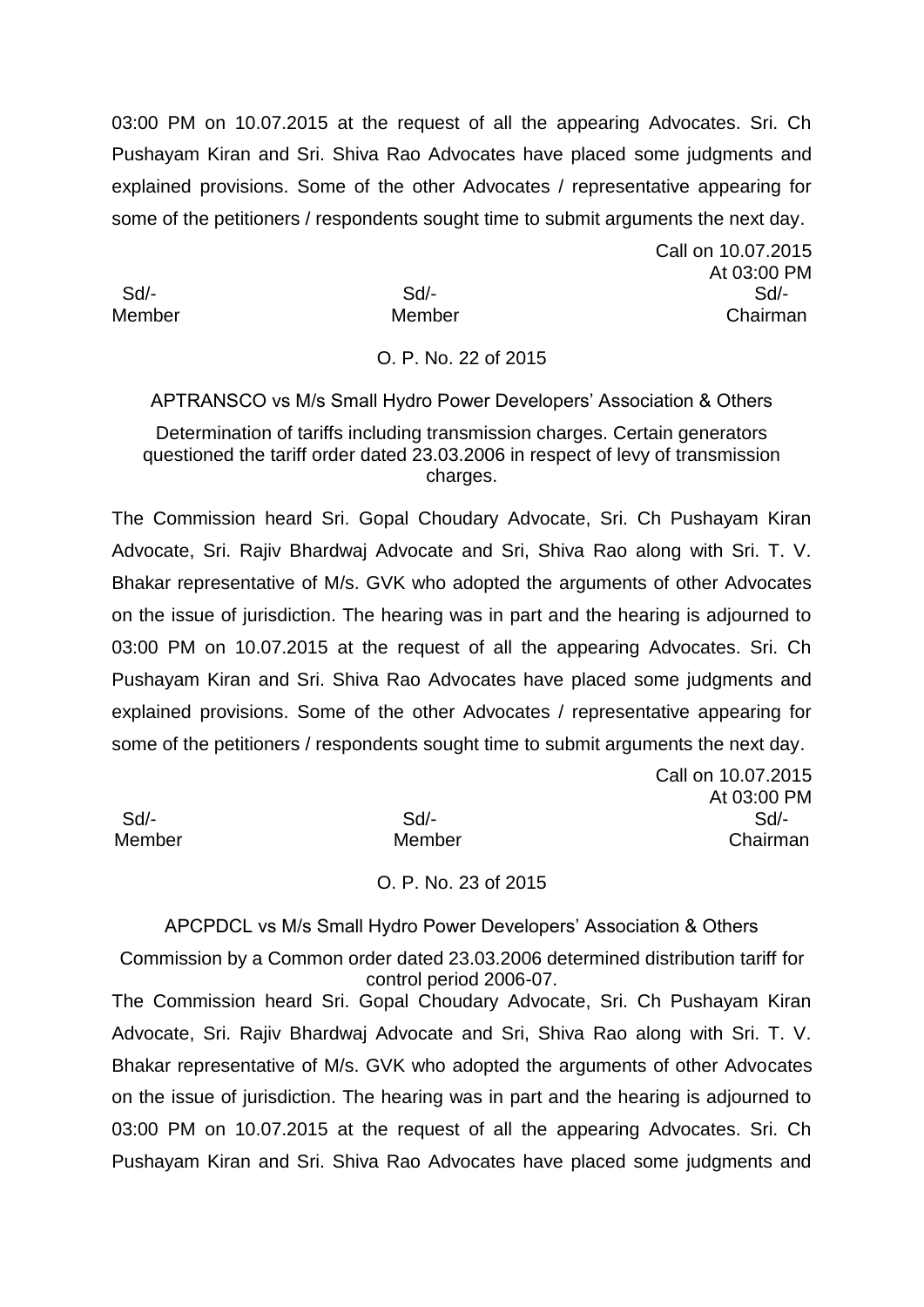03:00 PM on 10.07.2015 at the request of all the appearing Advocates. Sri. Ch Pushayam Kiran and Sri. Shiva Rao Advocates have placed some judgments and explained provisions. Some of the other Advocates / representative appearing for some of the petitioners / respondents sought time to submit arguments the next day.

Call on 10.07.2015
At 03:00 PM

| Sd/- | Sd/- | Sd/- |
|---|---|---|
| Member | Member | Chairman |

O. P. No. 22 of 2015

APTRANSCO vs M/s Small Hydro Power Developers' Association & Others

Determination of tariffs including transmission charges. Certain generators questioned the tariff order dated 23.03.2006 in respect of levy of transmission charges.

The Commission heard Sri. Gopal Choudary Advocate, Sri. Ch Pushayam Kiran Advocate, Sri. Rajiv Bhardwaj Advocate and Sri, Shiva Rao along with Sri. T. V. Bhakar representative of M/s. GVK who adopted the arguments of other Advocates on the issue of jurisdiction. The hearing was in part and the hearing is adjourned to 03:00 PM on 10.07.2015 at the request of all the appearing Advocates. Sri. Ch Pushayam Kiran and Sri. Shiva Rao Advocates have placed some judgments and explained provisions. Some of the other Advocates / representative appearing for some of the petitioners / respondents sought time to submit arguments the next day.

Call on 10.07.2015
At 03:00 PM

| Sd/- | Sd/- | Sd/- |
|---|---|---|
| Member | Member | Chairman |

O. P. No. 23 of 2015

APCPDCL vs M/s Small Hydro Power Developers' Association & Others

Commission by a Common order dated 23.03.2006 determined distribution tariff for control period 2006-07.

The Commission heard Sri. Gopal Choudary Advocate, Sri. Ch Pushayam Kiran Advocate, Sri. Rajiv Bhardwaj Advocate and Sri, Shiva Rao along with Sri. T. V. Bhakar representative of M/s. GVK who adopted the arguments of other Advocates on the issue of jurisdiction. The hearing was in part and the hearing is adjourned to 03:00 PM on 10.07.2015 at the request of all the appearing Advocates. Sri. Ch Pushayam Kiran and Sri. Shiva Rao Advocates have placed some judgments and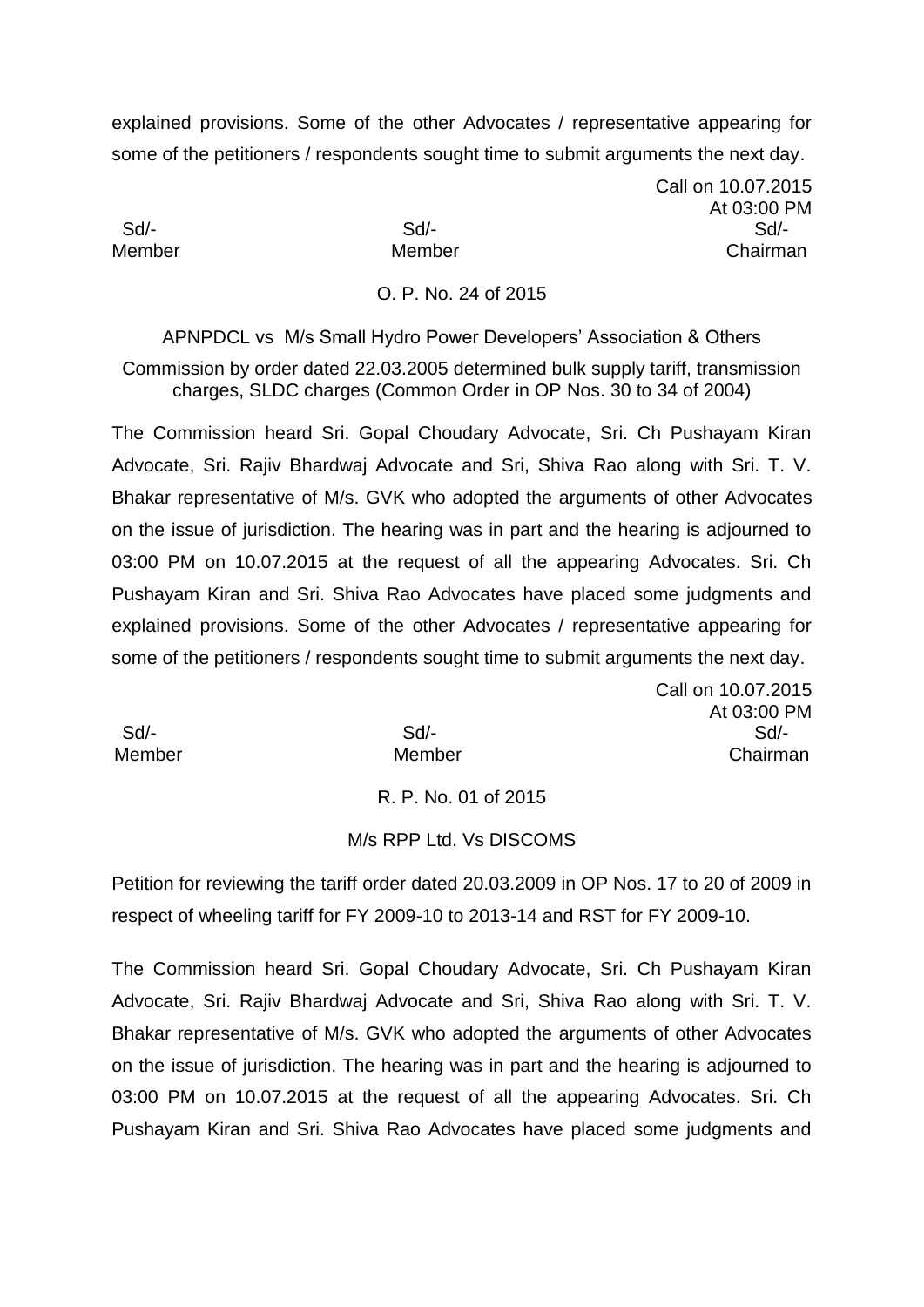explained provisions. Some of the other Advocates / representative appearing for some of the petitioners / respondents sought time to submit arguments the next day.

Call on 10.07.2015
At 03:00 PM

| Sd/- | Sd/- | Sd/- |
|---|---|---|
| Member | Member | Chairman |

O. P. No. 24 of 2015

APNPDCL vs M/s Small Hydro Power Developers' Association & Others

Commission by order dated 22.03.2005 determined bulk supply tariff, transmission charges, SLDC charges (Common Order in OP Nos. 30 to 34 of 2004)

The Commission heard Sri. Gopal Choudary Advocate, Sri. Ch Pushayam Kiran Advocate, Sri. Rajiv Bhardwaj Advocate and Sri, Shiva Rao along with Sri. T. V. Bhakar representative of M/s. GVK who adopted the arguments of other Advocates on the issue of jurisdiction. The hearing was in part and the hearing is adjourned to 03:00 PM on 10.07.2015 at the request of all the appearing Advocates. Sri. Ch Pushayam Kiran and Sri. Shiva Rao Advocates have placed some judgments and explained provisions. Some of the other Advocates / representative appearing for some of the petitioners / respondents sought time to submit arguments the next day.

Call on 10.07.2015
At 03:00 PM

| Sd/- | Sd/- | Sd/- |
|---|---|---|
| Member | Member | Chairman |

R. P. No. 01 of 2015

M/s RPP Ltd. Vs DISCOMS

Petition for reviewing the tariff order dated 20.03.2009 in OP Nos. 17 to 20 of 2009 in respect of wheeling tariff for FY 2009-10 to 2013-14 and RST for FY 2009-10.

The Commission heard Sri. Gopal Choudary Advocate, Sri. Ch Pushayam Kiran Advocate, Sri. Rajiv Bhardwaj Advocate and Sri, Shiva Rao along with Sri. T. V. Bhakar representative of M/s. GVK who adopted the arguments of other Advocates on the issue of jurisdiction. The hearing was in part and the hearing is adjourned to 03:00 PM on 10.07.2015 at the request of all the appearing Advocates. Sri. Ch Pushayam Kiran and Sri. Shiva Rao Advocates have placed some judgments and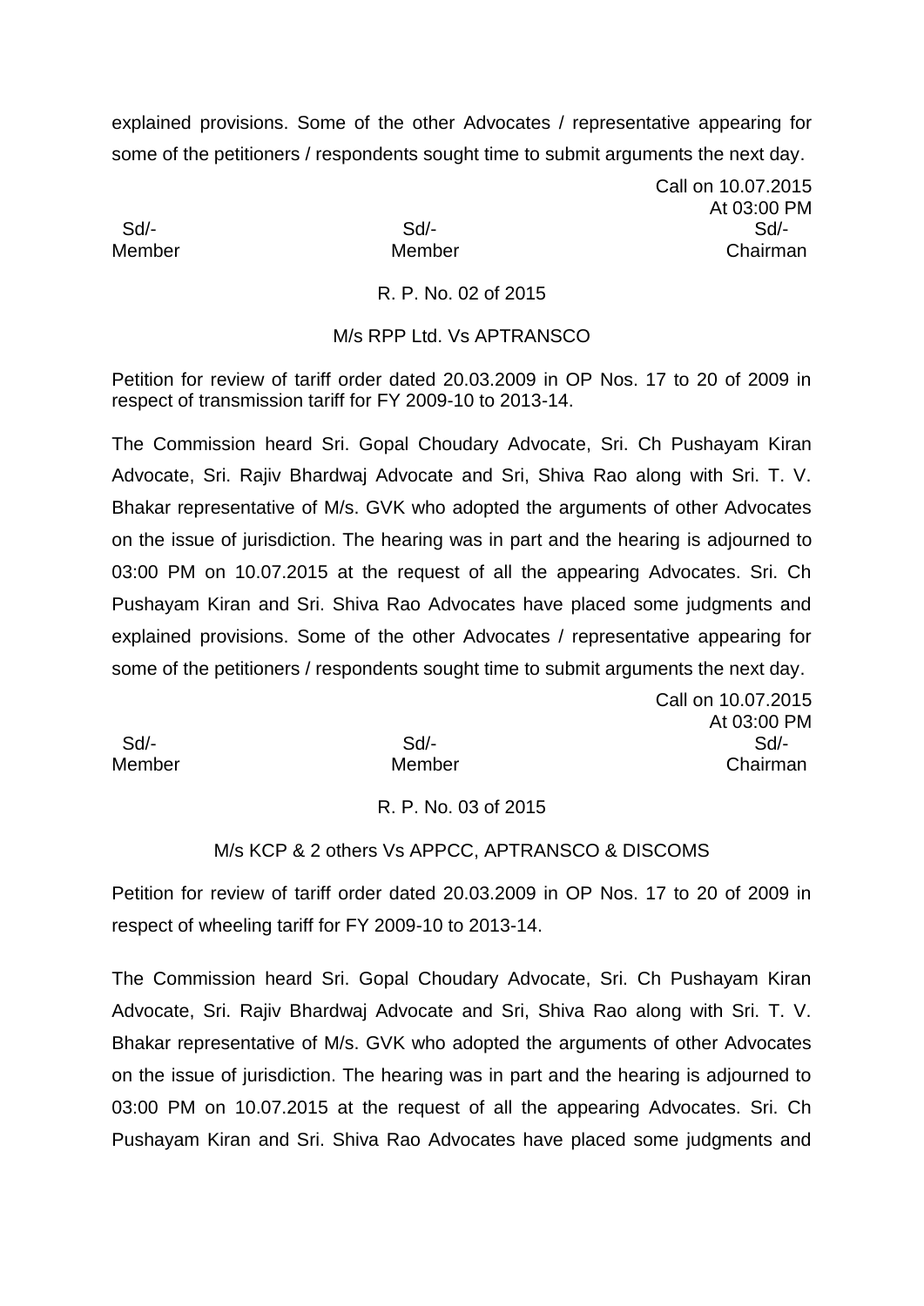explained provisions. Some of the other Advocates / representative appearing for some of the petitioners / respondents sought time to submit arguments the next day.

Call on 10.07.2015
At 03:00 PM

| Sd/- | Sd/- | Sd/- |
|---|---|---|
| Member | Member | Chairman |

R. P. No. 02 of 2015

M/s RPP Ltd. Vs APTRANSCO

Petition for review of tariff order dated 20.03.2009 in OP Nos. 17 to 20 of 2009 in respect of transmission tariff for FY 2009-10 to 2013-14.

The Commission heard Sri. Gopal Choudary Advocate, Sri. Ch Pushayam Kiran Advocate, Sri. Rajiv Bhardwaj Advocate and Sri, Shiva Rao along with Sri. T. V. Bhakar representative of M/s. GVK who adopted the arguments of other Advocates on the issue of jurisdiction. The hearing was in part and the hearing is adjourned to 03:00 PM on 10.07.2015 at the request of all the appearing Advocates. Sri. Ch Pushayam Kiran and Sri. Shiva Rao Advocates have placed some judgments and explained provisions. Some of the other Advocates / representative appearing for some of the petitioners / respondents sought time to submit arguments the next day.

Call on 10.07.2015
At 03:00 PM

| Sd/- | Sd/- | Sd/- |
|---|---|---|
| Member | Member | Chairman |

R. P. No. 03 of 2015

M/s KCP & 2 others Vs APPCC, APTRANSCO & DISCOMS

Petition for review of tariff order dated 20.03.2009 in OP Nos. 17 to 20 of 2009 in respect of wheeling tariff for FY 2009-10 to 2013-14.

The Commission heard Sri. Gopal Choudary Advocate, Sri. Ch Pushayam Kiran Advocate, Sri. Rajiv Bhardwaj Advocate and Sri, Shiva Rao along with Sri. T. V. Bhakar representative of M/s. GVK who adopted the arguments of other Advocates on the issue of jurisdiction. The hearing was in part and the hearing is adjourned to 03:00 PM on 10.07.2015 at the request of all the appearing Advocates. Sri. Ch Pushayam Kiran and Sri. Shiva Rao Advocates have placed some judgments and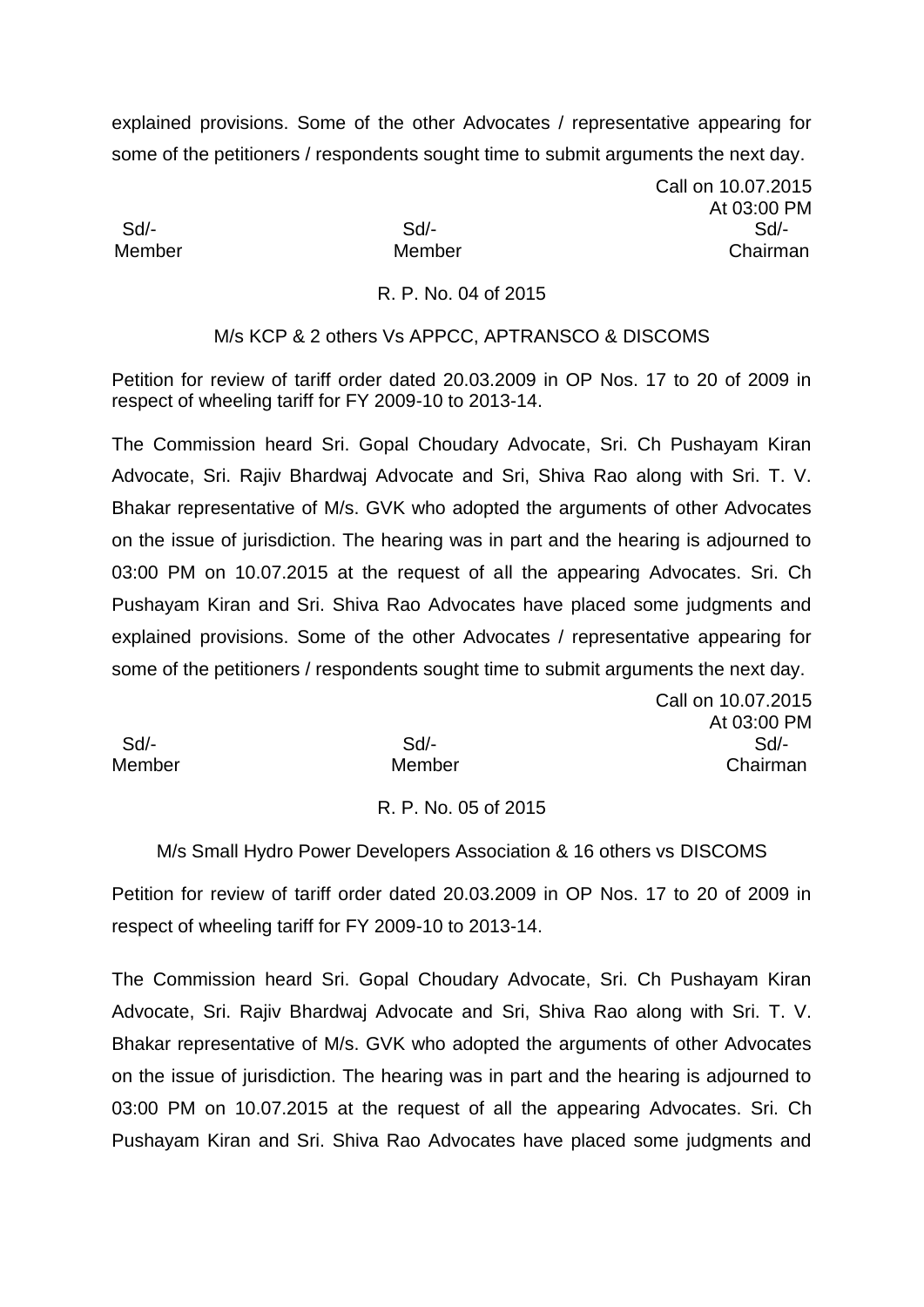explained provisions. Some of the other Advocates / representative appearing for some of the petitioners / respondents sought time to submit arguments the next day.

Call on 10.07.2015
At 03:00 PM

| Sd/- | Sd/- | Sd/- |
|---|---|---|
| Member | Member | Chairman |

R. P. No. 04 of 2015

M/s KCP & 2 others Vs APPCC, APTRANSCO & DISCOMS

Petition for review of tariff order dated 20.03.2009 in OP Nos. 17 to 20 of 2009 in respect of wheeling tariff for FY 2009-10 to 2013-14.

The Commission heard Sri. Gopal Choudary Advocate, Sri. Ch Pushayam Kiran Advocate, Sri. Rajiv Bhardwaj Advocate and Sri, Shiva Rao along with Sri. T. V. Bhakar representative of M/s. GVK who adopted the arguments of other Advocates on the issue of jurisdiction. The hearing was in part and the hearing is adjourned to 03:00 PM on 10.07.2015 at the request of all the appearing Advocates. Sri. Ch Pushayam Kiran and Sri. Shiva Rao Advocates have placed some judgments and explained provisions. Some of the other Advocates / representative appearing for some of the petitioners / respondents sought time to submit arguments the next day.

Call on 10.07.2015
At 03:00 PM

| Sd/- | Sd/- | Sd/- |
|---|---|---|
| Member | Member | Chairman |

R. P. No. 05 of 2015

M/s Small Hydro Power Developers Association & 16 others vs DISCOMS

Petition for review of tariff order dated 20.03.2009 in OP Nos. 17 to 20 of 2009 in respect of wheeling tariff for FY 2009-10 to 2013-14.

The Commission heard Sri. Gopal Choudary Advocate, Sri. Ch Pushayam Kiran Advocate, Sri. Rajiv Bhardwaj Advocate and Sri, Shiva Rao along with Sri. T. V. Bhakar representative of M/s. GVK who adopted the arguments of other Advocates on the issue of jurisdiction. The hearing was in part and the hearing is adjourned to 03:00 PM on 10.07.2015 at the request of all the appearing Advocates. Sri. Ch Pushayam Kiran and Sri. Shiva Rao Advocates have placed some judgments and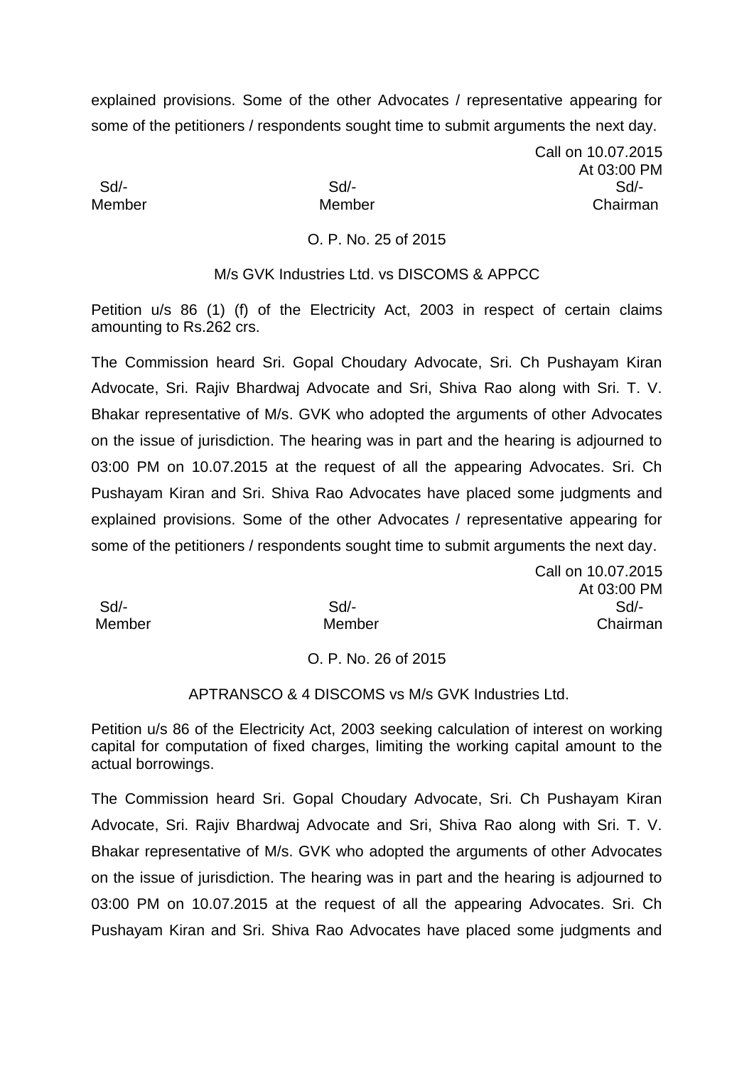explained provisions. Some of the other Advocates / representative appearing for some of the petitioners / respondents sought time to submit arguments the next day.

Call on 10.07.2015
At 03:00 PM

| Sd/- | Sd/- | Sd/- |
|---|---|---|
| Member | Member | Chairman |

O. P. No. 25 of 2015

M/s GVK Industries Ltd. vs DISCOMS & APPCC

Petition u/s 86 (1) (f) of the Electricity Act, 2003 in respect of certain claims amounting to Rs.262 crs.

The Commission heard Sri. Gopal Choudary Advocate, Sri. Ch Pushayam Kiran Advocate, Sri. Rajiv Bhardwaj Advocate and Sri, Shiva Rao along with Sri. T. V. Bhakar representative of M/s. GVK who adopted the arguments of other Advocates on the issue of jurisdiction. The hearing was in part and the hearing is adjourned to 03:00 PM on 10.07.2015 at the request of all the appearing Advocates. Sri. Ch Pushayam Kiran and Sri. Shiva Rao Advocates have placed some judgments and explained provisions. Some of the other Advocates / representative appearing for some of the petitioners / respondents sought time to submit arguments the next day.

Call on 10.07.2015
At 03:00 PM

| Sd/- | Sd/- | Sd/- |
|---|---|---|
| Member | Member | Chairman |

O. P. No. 26 of 2015

APTRANSCO & 4 DISCOMS vs M/s GVK Industries Ltd.

Petition u/s 86 of the Electricity Act, 2003 seeking calculation of interest on working capital for computation of fixed charges, limiting the working capital amount to the actual borrowings.

The Commission heard Sri. Gopal Choudary Advocate, Sri. Ch Pushayam Kiran Advocate, Sri. Rajiv Bhardwaj Advocate and Sri, Shiva Rao along with Sri. T. V. Bhakar representative of M/s. GVK who adopted the arguments of other Advocates on the issue of jurisdiction. The hearing was in part and the hearing is adjourned to 03:00 PM on 10.07.2015 at the request of all the appearing Advocates. Sri. Ch Pushayam Kiran and Sri. Shiva Rao Advocates have placed some judgments and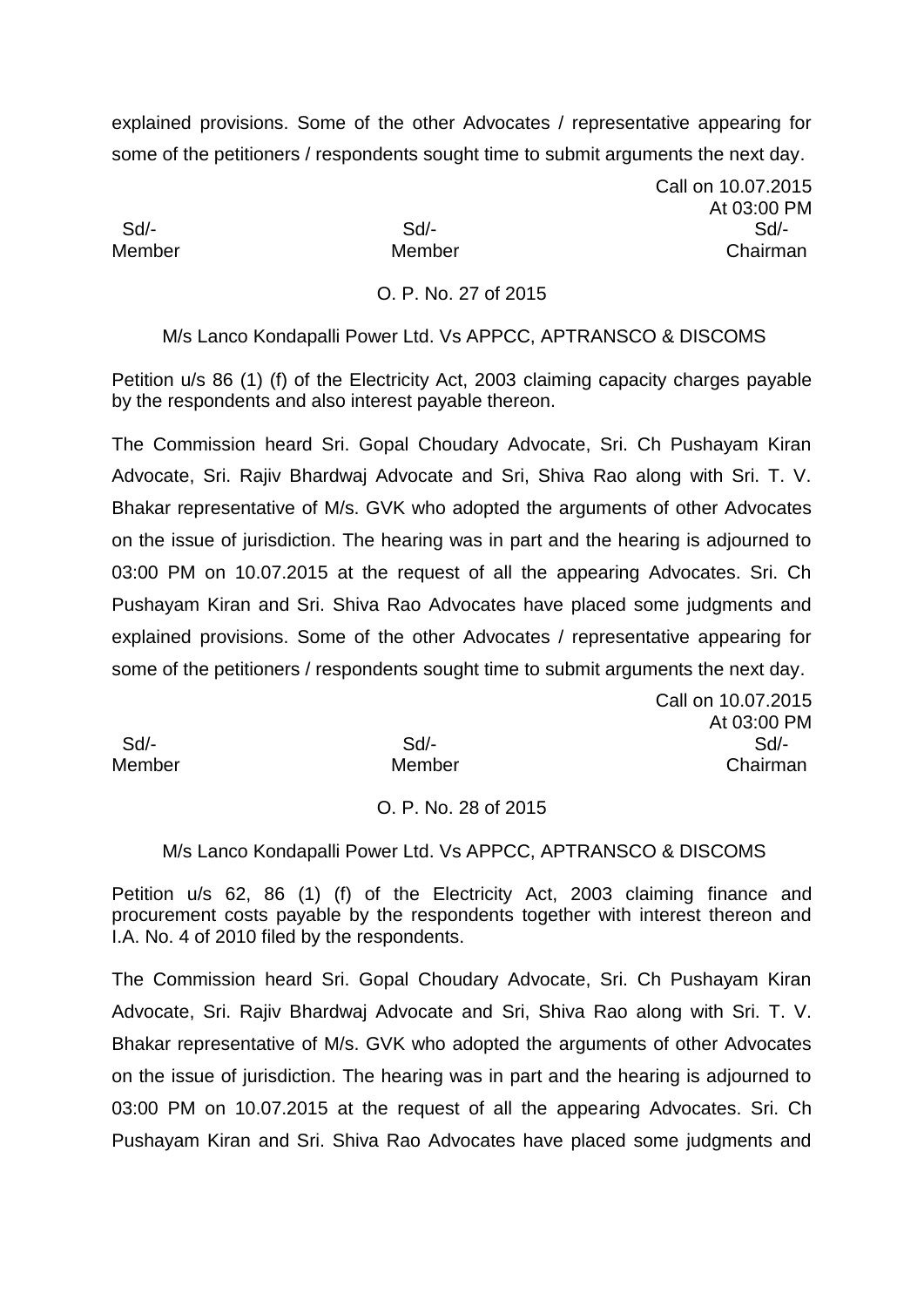explained provisions. Some of the other Advocates / representative appearing for some of the petitioners / respondents sought time to submit arguments the next day.

Call on 10.07.2015
At 03:00 PM

| Sd/- | Sd/- | Sd/- |
|---|---|---|
| Member | Member | Chairman |

O. P. No. 27 of 2015

M/s Lanco Kondapalli Power Ltd. Vs APPCC, APTRANSCO & DISCOMS

Petition u/s 86 (1) (f) of the Electricity Act, 2003 claiming capacity charges payable by the respondents and also interest payable thereon.

The Commission heard Sri. Gopal Choudary Advocate, Sri. Ch Pushayam Kiran Advocate, Sri. Rajiv Bhardwaj Advocate and Sri, Shiva Rao along with Sri. T. V. Bhakar representative of M/s. GVK who adopted the arguments of other Advocates on the issue of jurisdiction. The hearing was in part and the hearing is adjourned to 03:00 PM on 10.07.2015 at the request of all the appearing Advocates. Sri. Ch Pushayam Kiran and Sri. Shiva Rao Advocates have placed some judgments and explained provisions. Some of the other Advocates / representative appearing for some of the petitioners / respondents sought time to submit arguments the next day.

Call on 10.07.2015
At 03:00 PM

| Sd/- | Sd/- | Sd/- |
|---|---|---|
| Member | Member | Chairman |

O. P. No. 28 of 2015

M/s Lanco Kondapalli Power Ltd. Vs APPCC, APTRANSCO & DISCOMS

Petition u/s 62, 86 (1) (f) of the Electricity Act, 2003 claiming finance and procurement costs payable by the respondents together with interest thereon and I.A. No. 4 of 2010 filed by the respondents.

The Commission heard Sri. Gopal Choudary Advocate, Sri. Ch Pushayam Kiran Advocate, Sri. Rajiv Bhardwaj Advocate and Sri, Shiva Rao along with Sri. T. V. Bhakar representative of M/s. GVK who adopted the arguments of other Advocates on the issue of jurisdiction. The hearing was in part and the hearing is adjourned to 03:00 PM on 10.07.2015 at the request of all the appearing Advocates. Sri. Ch Pushayam Kiran and Sri. Shiva Rao Advocates have placed some judgments and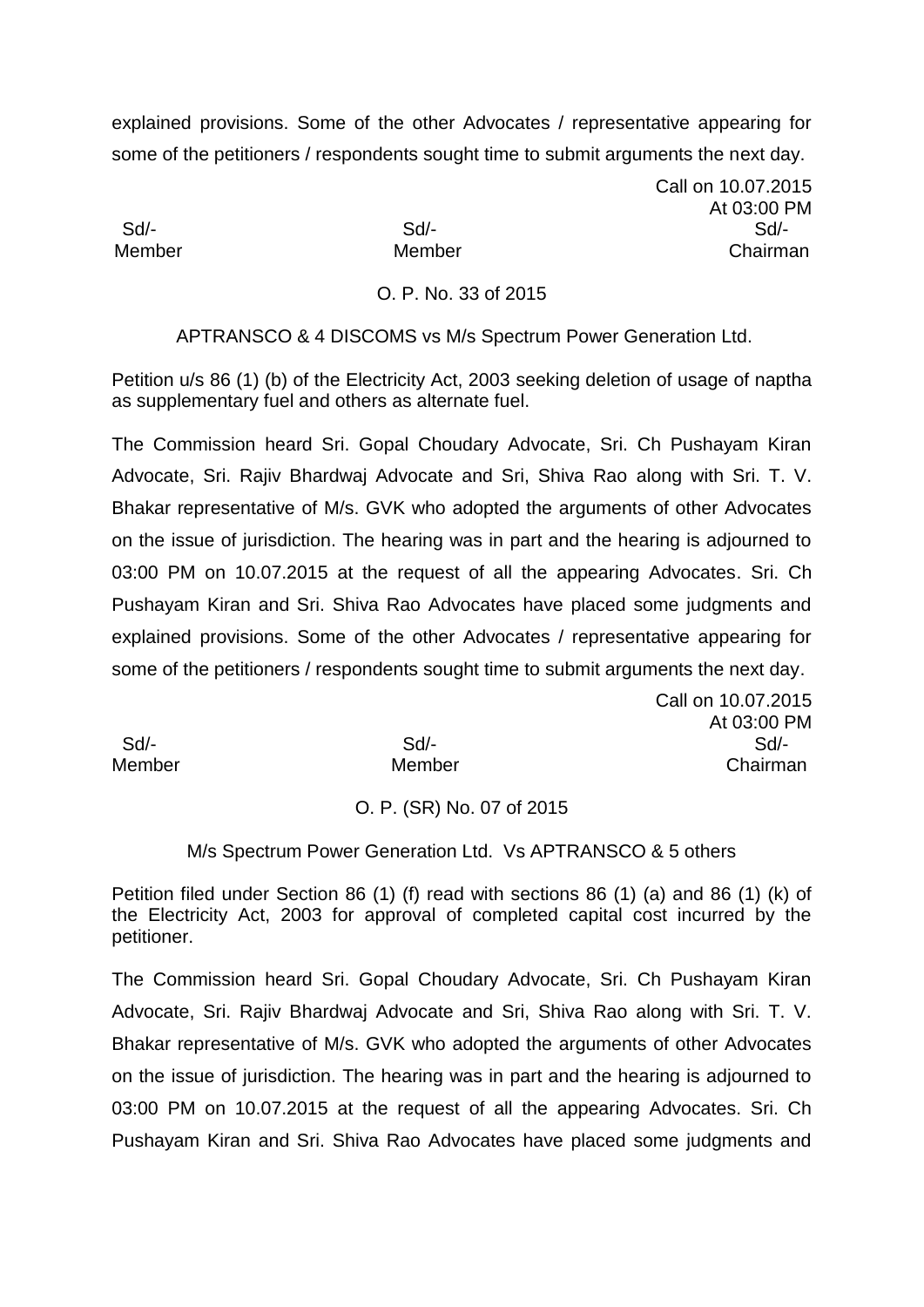explained provisions. Some of the other Advocates / representative appearing for some of the petitioners / respondents sought time to submit arguments the next day.

Call on 10.07.2015
At 03:00 PM

| Sd/- | Sd/- | Sd/- |
|---|---|---|
| Member | Member | Chairman |

O. P. No. 33 of 2015

APTRANSCO & 4 DISCOMS vs M/s Spectrum Power Generation Ltd.

Petition u/s 86 (1) (b) of the Electricity Act, 2003 seeking deletion of usage of naptha as supplementary fuel and others as alternate fuel.

The Commission heard Sri. Gopal Choudary Advocate, Sri. Ch Pushayam Kiran Advocate, Sri. Rajiv Bhardwaj Advocate and Sri, Shiva Rao along with Sri. T. V. Bhakar representative of M/s. GVK who adopted the arguments of other Advocates on the issue of jurisdiction. The hearing was in part and the hearing is adjourned to 03:00 PM on 10.07.2015 at the request of all the appearing Advocates. Sri. Ch Pushayam Kiran and Sri. Shiva Rao Advocates have placed some judgments and explained provisions. Some of the other Advocates / representative appearing for some of the petitioners / respondents sought time to submit arguments the next day.

Call on 10.07.2015
At 03:00 PM

| Sd/- | Sd/- | Sd/- |
|---|---|---|
| Member | Member | Chairman |

O. P. (SR) No. 07 of 2015

M/s Spectrum Power Generation Ltd. Vs APTRANSCO & 5 others

Petition filed under Section 86 (1) (f) read with sections 86 (1) (a) and 86 (1) (k) of the Electricity Act, 2003 for approval of completed capital cost incurred by the petitioner.

The Commission heard Sri. Gopal Choudary Advocate, Sri. Ch Pushayam Kiran Advocate, Sri. Rajiv Bhardwaj Advocate and Sri, Shiva Rao along with Sri. T. V. Bhakar representative of M/s. GVK who adopted the arguments of other Advocates on the issue of jurisdiction. The hearing was in part and the hearing is adjourned to 03:00 PM on 10.07.2015 at the request of all the appearing Advocates. Sri. Ch Pushayam Kiran and Sri. Shiva Rao Advocates have placed some judgments and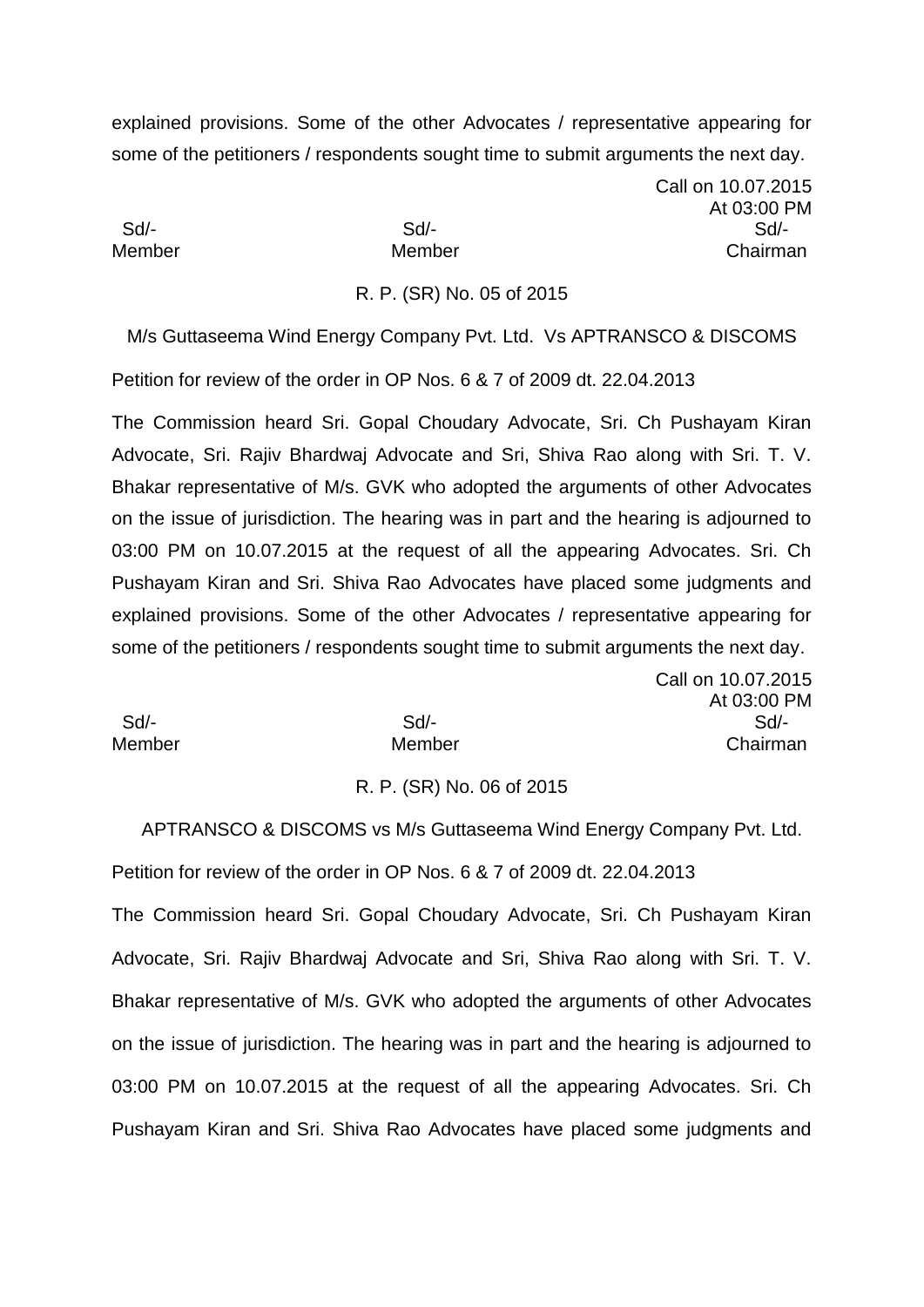explained provisions. Some of the other Advocates / representative appearing for some of the petitioners / respondents sought time to submit arguments the next day.

Call on 10.07.2015
At 03:00 PM

| Sd/- | Sd/- | Sd/- |
|---|---|---|
| Member | Member | Chairman |

R. P. (SR) No. 05 of 2015

M/s Guttaseema Wind Energy Company Pvt. Ltd. Vs APTRANSCO & DISCOMS

Petition for review of the order in OP Nos. 6 & 7 of 2009 dt. 22.04.2013

The Commission heard Sri. Gopal Choudary Advocate, Sri. Ch Pushayam Kiran Advocate, Sri. Rajiv Bhardwaj Advocate and Sri, Shiva Rao along with Sri. T. V. Bhakar representative of M/s. GVK who adopted the arguments of other Advocates on the issue of jurisdiction. The hearing was in part and the hearing is adjourned to 03:00 PM on 10.07.2015 at the request of all the appearing Advocates. Sri. Ch Pushayam Kiran and Sri. Shiva Rao Advocates have placed some judgments and explained provisions. Some of the other Advocates / representative appearing for some of the petitioners / respondents sought time to submit arguments the next day.

Call on 10.07.2015
At 03:00 PM

| Sd/- | Sd/- | Sd/- |
|---|---|---|
| Member | Member | Chairman |

R. P. (SR) No. 06 of 2015

APTRANSCO & DISCOMS vs M/s Guttaseema Wind Energy Company Pvt. Ltd.

Petition for review of the order in OP Nos. 6 & 7 of 2009 dt. 22.04.2013

The Commission heard Sri. Gopal Choudary Advocate, Sri. Ch Pushayam Kiran Advocate, Sri. Rajiv Bhardwaj Advocate and Sri, Shiva Rao along with Sri. T. V. Bhakar representative of M/s. GVK who adopted the arguments of other Advocates on the issue of jurisdiction. The hearing was in part and the hearing is adjourned to 03:00 PM on 10.07.2015 at the request of all the appearing Advocates. Sri. Ch Pushayam Kiran and Sri. Shiva Rao Advocates have placed some judgments and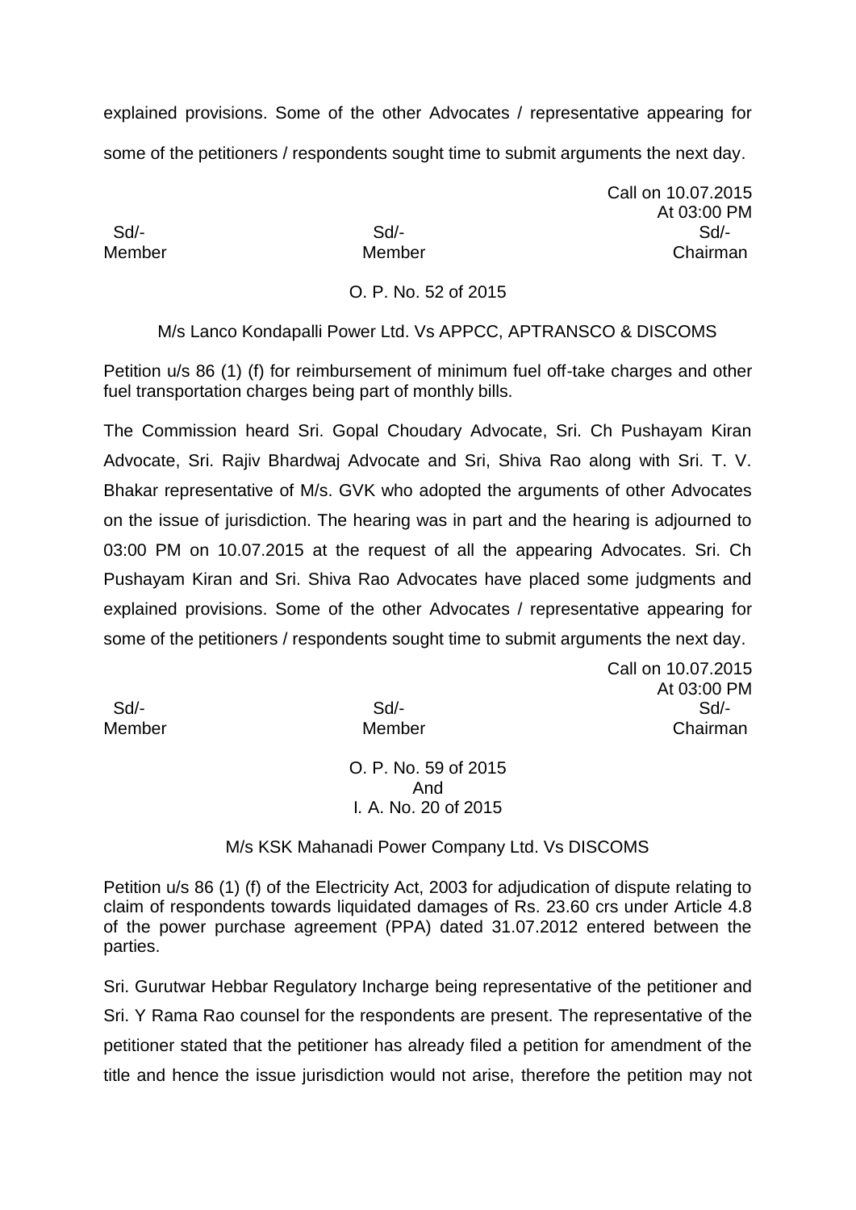explained provisions. Some of the other Advocates / representative appearing for some of the petitioners / respondents sought time to submit arguments the next day.

Call on 10.07.2015
At 03:00 PM

| Sd/- | Sd/- | Sd/- |
|---|---|---|
| Member | Member | Chairman |

O. P. No. 52 of 2015

M/s Lanco Kondapalli Power Ltd. Vs APPCC, APTRANSCO & DISCOMS

Petition u/s 86 (1) (f) for reimbursement of minimum fuel off-take charges and other fuel transportation charges being part of monthly bills.

The Commission heard Sri. Gopal Choudary Advocate, Sri. Ch Pushayam Kiran Advocate, Sri. Rajiv Bhardwaj Advocate and Sri, Shiva Rao along with Sri. T. V. Bhakar representative of M/s. GVK who adopted the arguments of other Advocates on the issue of jurisdiction. The hearing was in part and the hearing is adjourned to 03:00 PM on 10.07.2015 at the request of all the appearing Advocates. Sri. Ch Pushayam Kiran and Sri. Shiva Rao Advocates have placed some judgments and explained provisions. Some of the other Advocates / representative appearing for some of the petitioners / respondents sought time to submit arguments the next day.

Call on 10.07.2015
At 03:00 PM

| Sd/- | Sd/- | Sd/- |
|---|---|---|
| Member | Member | Chairman |

O. P. No. 59 of 2015
And
I. A. No. 20 of 2015

M/s KSK Mahanadi Power Company Ltd. Vs DISCOMS

Petition u/s 86 (1) (f) of the Electricity Act, 2003 for adjudication of dispute relating to claim of respondents towards liquidated damages of Rs. 23.60 crs under Article 4.8 of the power purchase agreement (PPA) dated 31.07.2012 entered between the parties.

Sri. Gurutwar Hebbar Regulatory Incharge being representative of the petitioner and Sri. Y Rama Rao counsel for the respondents are present. The representative of the petitioner stated that the petitioner has already filed a petition for amendment of the title and hence the issue jurisdiction would not arise, therefore the petition may not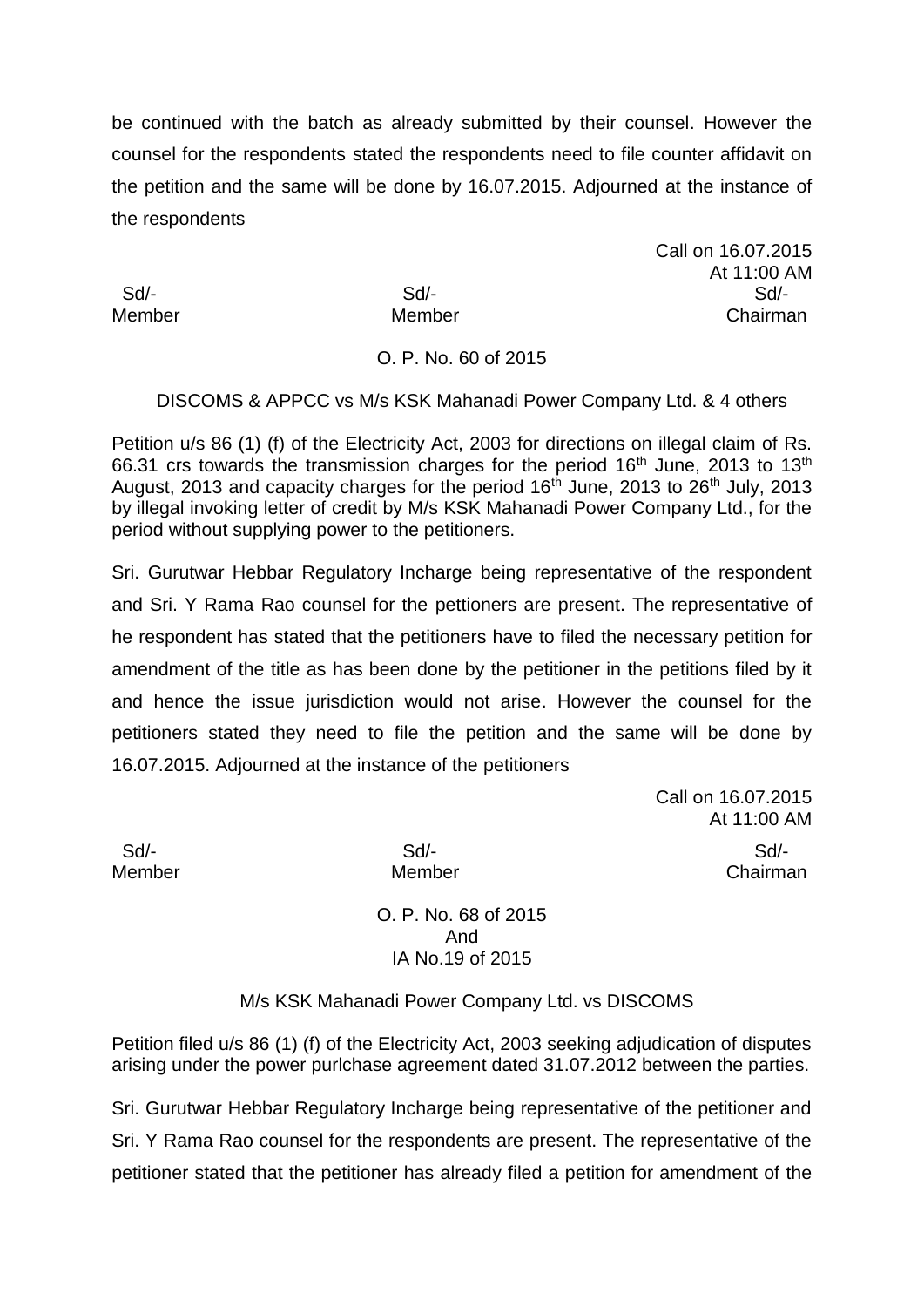be continued with the batch as already submitted by their counsel. However the counsel for the respondents stated the respondents need to file counter affidavit on the petition and the same will be done by 16.07.2015. Adjourned at the instance of the respondents

Call on 16.07.2015
At 11:00 AM

| Sd/- | Sd/- | Sd/- |
|---|---|---|
| Member | Member | Chairman |

O. P. No. 60 of 2015

DISCOMS & APPCC vs M/s KSK Mahanadi Power Company Ltd. & 4 others

Petition u/s 86 (1) (f) of the Electricity Act, 2003 for directions on illegal claim of Rs. 66.31 crs towards the transmission charges for the period 16th June, 2013 to 13th August, 2013 and capacity charges for the period 16th June, 2013 to 26th July, 2013 by illegal invoking letter of credit by M/s KSK Mahanadi Power Company Ltd., for the period without supplying power to the petitioners.

Sri. Gurutwar Hebbar Regulatory Incharge being representative of the respondent and Sri. Y Rama Rao counsel for the pettioners are present. The representative of he respondent has stated that the petitioners have to filed the necessary petition for amendment of the title as has been done by the petitioner in the petitions filed by it and hence the issue jurisdiction would not arise. However the counsel for the petitioners stated they need to file the petition and the same will be done by 16.07.2015. Adjourned at the instance of the petitioners

Call on 16.07.2015
At 11:00 AM

| Sd/- | Sd/- | Sd/- |
|---|---|---|
| Member | Member | Chairman |

O. P. No. 68 of 2015
And
IA No.19 of 2015

M/s KSK Mahanadi Power Company Ltd. vs DISCOMS

Petition filed u/s 86 (1) (f) of the Electricity Act, 2003 seeking adjudication of disputes arising under the power purlchase agreement dated 31.07.2012 between the parties.

Sri. Gurutwar Hebbar Regulatory Incharge being representative of the petitioner and Sri. Y Rama Rao counsel for the respondents are present. The representative of the petitioner stated that the petitioner has already filed a petition for amendment of the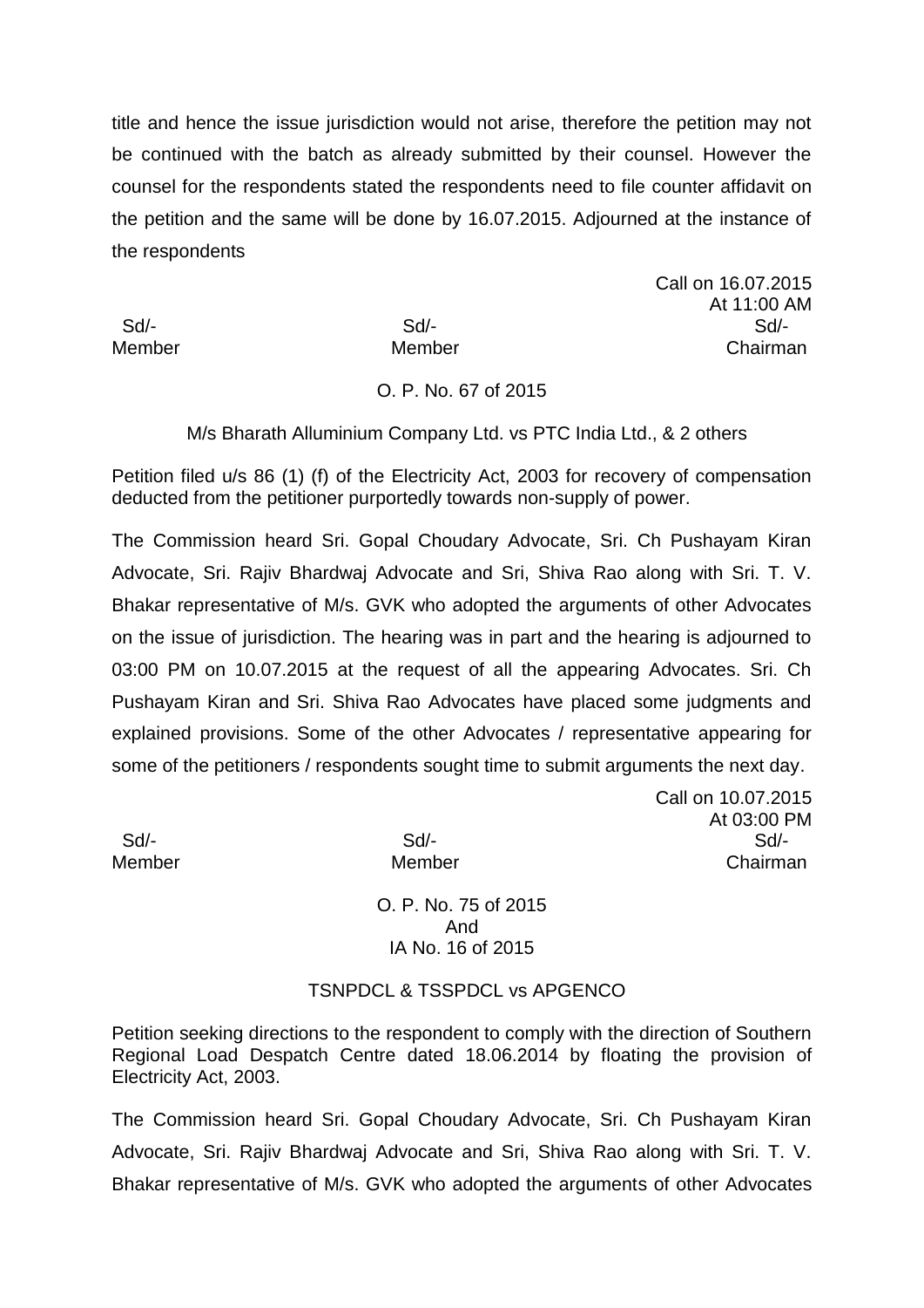title and hence the issue jurisdiction would not arise, therefore the petition may not be continued with the batch as already submitted by their counsel. However the counsel for the respondents stated the respondents need to file counter affidavit on the petition and the same will be done by 16.07.2015. Adjourned at the instance of the respondents

Call on 16.07.2015
At 11:00 AM

| Sd/- | Sd/- | Sd/- |
|---|---|---|
| Member | Member | Chairman |

O. P. No. 67 of 2015

M/s Bharath Alluminium Company Ltd. vs PTC India Ltd., & 2 others

Petition filed u/s 86 (1) (f) of the Electricity Act, 2003 for recovery of compensation deducted from the petitioner purportedly towards non-supply of power.

The Commission heard Sri. Gopal Choudary Advocate, Sri. Ch Pushayam Kiran Advocate, Sri. Rajiv Bhardwaj Advocate and Sri, Shiva Rao along with Sri. T. V. Bhakar representative of M/s. GVK who adopted the arguments of other Advocates on the issue of jurisdiction. The hearing was in part and the hearing is adjourned to 03:00 PM on 10.07.2015 at the request of all the appearing Advocates. Sri. Ch Pushayam Kiran and Sri. Shiva Rao Advocates have placed some judgments and explained provisions. Some of the other Advocates / representative appearing for some of the petitioners / respondents sought time to submit arguments the next day.

Call on 10.07.2015
At 03:00 PM

| Sd/- | Sd/- | Sd/- |
|---|---|---|
| Member | Member | Chairman |

O. P. No. 75 of 2015
And
IA No. 16 of 2015

TSNPDCL & TSSPDCL vs APGENCO

Petition seeking directions to the respondent to comply with the direction of Southern Regional Load Despatch Centre dated 18.06.2014 by floating the provision of Electricity Act, 2003.

The Commission heard Sri. Gopal Choudary Advocate, Sri. Ch Pushayam Kiran Advocate, Sri. Rajiv Bhardwaj Advocate and Sri, Shiva Rao along with Sri. T. V. Bhakar representative of M/s. GVK who adopted the arguments of other Advocates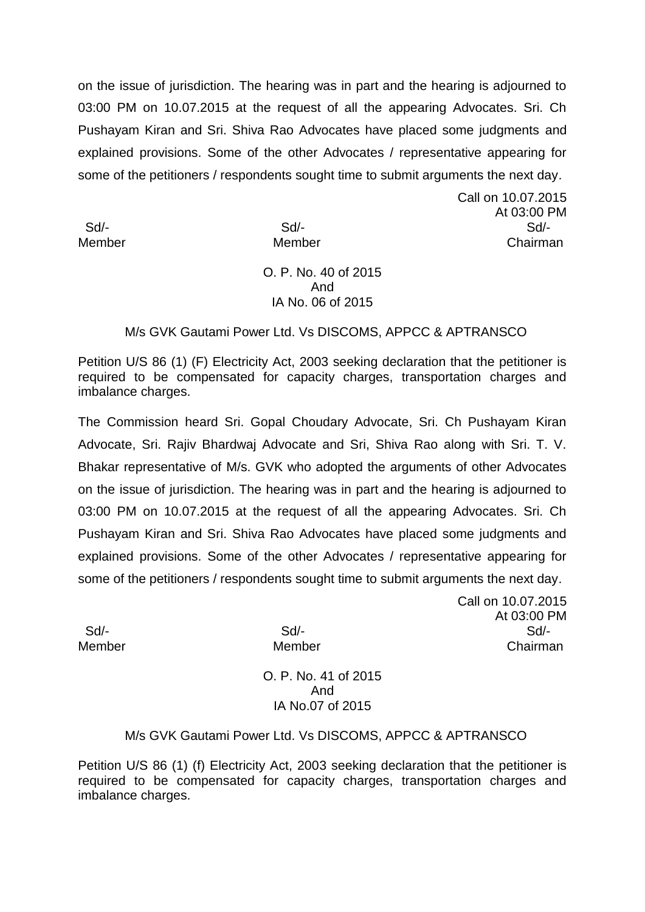on the issue of jurisdiction. The hearing was in part and the hearing is adjourned to 03:00 PM on 10.07.2015 at the request of all the appearing Advocates. Sri. Ch Pushayam Kiran and Sri. Shiva Rao Advocates have placed some judgments and explained provisions. Some of the other Advocates / representative appearing for some of the petitioners / respondents sought time to submit arguments the next day.

Call on 10.07.2015
At 03:00 PM

| Sd/- | Sd/- | Sd/- |
|---|---|---|
| Member | Member | Chairman |

O. P. No. 40 of 2015
And
IA No. 06 of 2015

M/s GVK Gautami Power Ltd. Vs DISCOMS, APPCC & APTRANSCO

Petition U/S 86 (1) (F) Electricity Act, 2003 seeking declaration that the petitioner is required to be compensated for capacity charges, transportation charges and imbalance charges.

The Commission heard Sri. Gopal Choudary Advocate, Sri. Ch Pushayam Kiran Advocate, Sri. Rajiv Bhardwaj Advocate and Sri, Shiva Rao along with Sri. T. V. Bhakar representative of M/s. GVK who adopted the arguments of other Advocates on the issue of jurisdiction. The hearing was in part and the hearing is adjourned to 03:00 PM on 10.07.2015 at the request of all the appearing Advocates. Sri. Ch Pushayam Kiran and Sri. Shiva Rao Advocates have placed some judgments and explained provisions. Some of the other Advocates / representative appearing for some of the petitioners / respondents sought time to submit arguments the next day.

Call on 10.07.2015
At 03:00 PM

| Sd/- | Sd/- | Sd/- |
|---|---|---|
| Member | Member | Chairman |

O. P. No. 41 of 2015
And
IA No.07 of 2015

M/s GVK Gautami Power Ltd. Vs DISCOMS, APPCC & APTRANSCO

Petition U/S 86 (1) (f) Electricity Act, 2003 seeking declaration that the petitioner is required to be compensated for capacity charges, transportation charges and imbalance charges.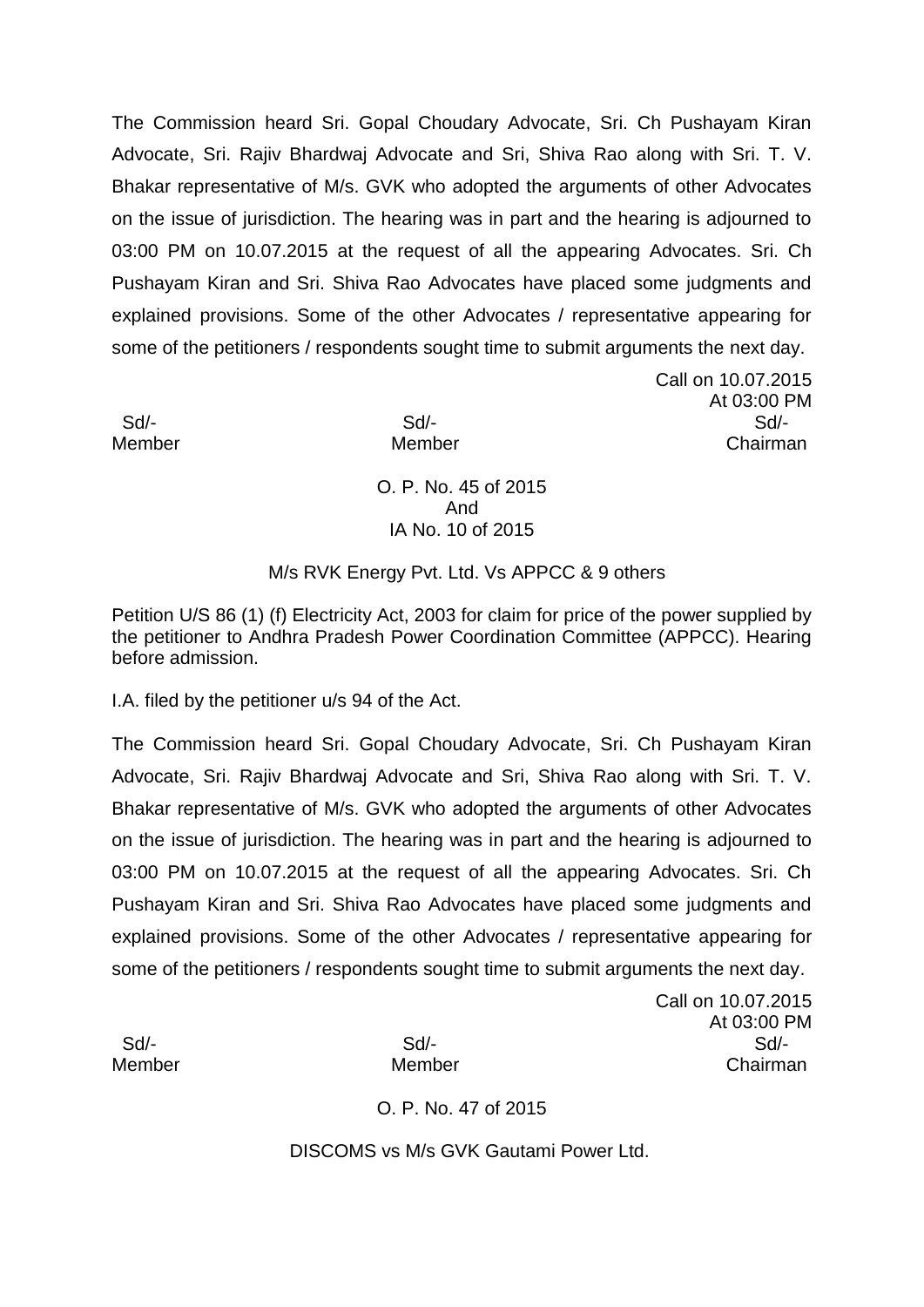The Commission heard Sri. Gopal Choudary Advocate, Sri. Ch Pushayam Kiran Advocate, Sri. Rajiv Bhardwaj Advocate and Sri, Shiva Rao along with Sri. T. V. Bhakar representative of M/s. GVK who adopted the arguments of other Advocates on the issue of jurisdiction. The hearing was in part and the hearing is adjourned to 03:00 PM on 10.07.2015 at the request of all the appearing Advocates. Sri. Ch Pushayam Kiran and Sri. Shiva Rao Advocates have placed some judgments and explained provisions. Some of the other Advocates / representative appearing for some of the petitioners / respondents sought time to submit arguments the next day.

Call on 10.07.2015
At 03:00 PM

| Sd/- | Sd/- | Sd/- |
|---|---|---|
| Member | Member | Chairman |

O. P. No. 45 of 2015
And
IA No. 10 of 2015

M/s RVK Energy Pvt. Ltd. Vs APPCC & 9 others

Petition U/S 86 (1) (f) Electricity Act, 2003 for claim for price of the power supplied by the petitioner to Andhra Pradesh Power Coordination Committee (APPCC). Hearing before admission.

I.A. filed by the petitioner u/s 94 of the Act.

The Commission heard Sri. Gopal Choudary Advocate, Sri. Ch Pushayam Kiran Advocate, Sri. Rajiv Bhardwaj Advocate and Sri, Shiva Rao along with Sri. T. V. Bhakar representative of M/s. GVK who adopted the arguments of other Advocates on the issue of jurisdiction. The hearing was in part and the hearing is adjourned to 03:00 PM on 10.07.2015 at the request of all the appearing Advocates. Sri. Ch Pushayam Kiran and Sri. Shiva Rao Advocates have placed some judgments and explained provisions. Some of the other Advocates / representative appearing for some of the petitioners / respondents sought time to submit arguments the next day.

Call on 10.07.2015
At 03:00 PM

| Sd/- | Sd/- | Sd/- |
|---|---|---|
| Member | Member | Chairman |

O. P. No. 47 of 2015

DISCOMS vs M/s GVK Gautami Power Ltd.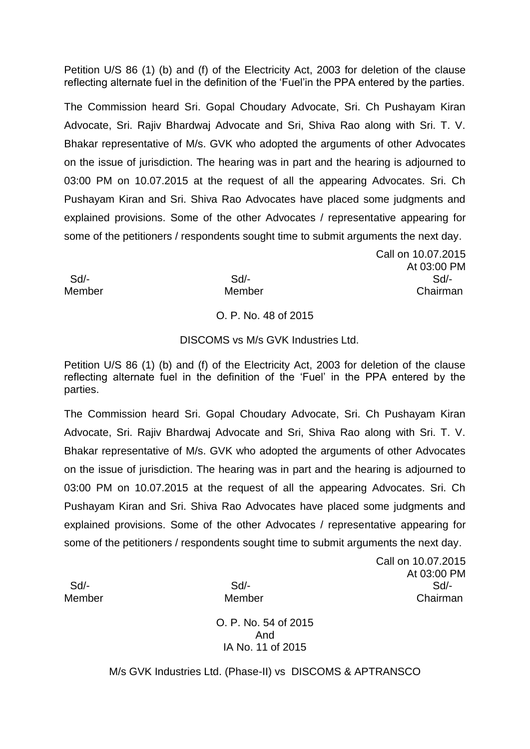Petition U/S 86 (1) (b) and (f) of the Electricity Act, 2003 for deletion of the clause reflecting alternate fuel in the definition of the 'Fuel'in the PPA entered by the parties.

The Commission heard Sri. Gopal Choudary Advocate, Sri. Ch Pushayam Kiran Advocate, Sri. Rajiv Bhardwaj Advocate and Sri, Shiva Rao along with Sri. T. V. Bhakar representative of M/s. GVK who adopted the arguments of other Advocates on the issue of jurisdiction. The hearing was in part and the hearing is adjourned to 03:00 PM on 10.07.2015 at the request of all the appearing Advocates. Sri. Ch Pushayam Kiran and Sri. Shiva Rao Advocates have placed some judgments and explained provisions. Some of the other Advocates / representative appearing for some of the petitioners / respondents sought time to submit arguments the next day.

Call on 10.07.2015
At 03:00 PM

| Sd/- | Sd/- | Sd/- |
|---|---|---|
| Member | Member | Chairman |

O. P. No. 48 of 2015

DISCOMS vs M/s GVK Industries Ltd.

Petition U/S 86 (1) (b) and (f) of the Electricity Act, 2003 for deletion of the clause reflecting alternate fuel in the definition of the 'Fuel' in the PPA entered by the parties.

The Commission heard Sri. Gopal Choudary Advocate, Sri. Ch Pushayam Kiran Advocate, Sri. Rajiv Bhardwaj Advocate and Sri, Shiva Rao along with Sri. T. V. Bhakar representative of M/s. GVK who adopted the arguments of other Advocates on the issue of jurisdiction. The hearing was in part and the hearing is adjourned to 03:00 PM on 10.07.2015 at the request of all the appearing Advocates. Sri. Ch Pushayam Kiran and Sri. Shiva Rao Advocates have placed some judgments and explained provisions. Some of the other Advocates / representative appearing for some of the petitioners / respondents sought time to submit arguments the next day.

Call on 10.07.2015
At 03:00 PM

| Sd/- | Sd/- | Sd/- |
|---|---|---|
| Member | Member | Chairman |

O. P. No. 54 of 2015
And
IA No. 11 of 2015

M/s GVK Industries Ltd. (Phase-II) vs DISCOMS & APTRANSCO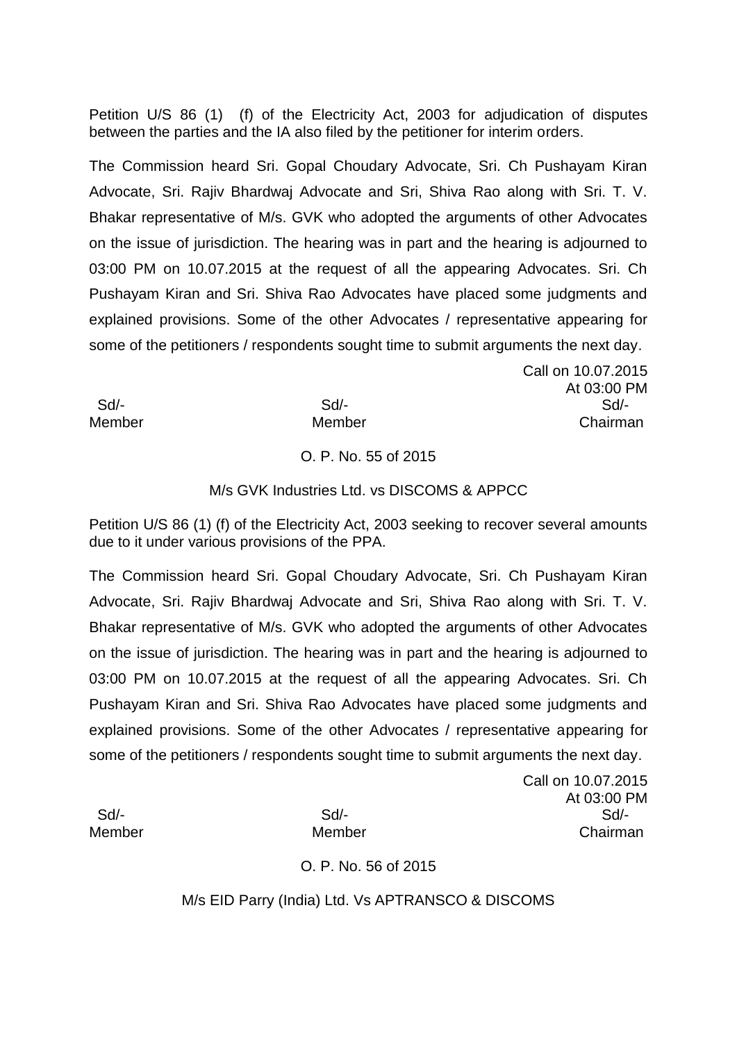Petition U/S 86 (1) (f) of the Electricity Act, 2003 for adjudication of disputes between the parties and the IA also filed by the petitioner for interim orders.

The Commission heard Sri. Gopal Choudary Advocate, Sri. Ch Pushayam Kiran Advocate, Sri. Rajiv Bhardwaj Advocate and Sri, Shiva Rao along with Sri. T. V. Bhakar representative of M/s. GVK who adopted the arguments of other Advocates on the issue of jurisdiction. The hearing was in part and the hearing is adjourned to 03:00 PM on 10.07.2015 at the request of all the appearing Advocates. Sri. Ch Pushayam Kiran and Sri. Shiva Rao Advocates have placed some judgments and explained provisions. Some of the other Advocates / representative appearing for some of the petitioners / respondents sought time to submit arguments the next day.

Call on 10.07.2015
At 03:00 PM

| Sd/- | Sd/- | Sd/- |
|---|---|---|
| Member | Member | Chairman |

O. P. No. 55 of 2015

M/s GVK Industries Ltd. vs DISCOMS & APPCC

Petition U/S 86 (1) (f) of the Electricity Act, 2003 seeking to recover several amounts due to it under various provisions of the PPA.

The Commission heard Sri. Gopal Choudary Advocate, Sri. Ch Pushayam Kiran Advocate, Sri. Rajiv Bhardwaj Advocate and Sri, Shiva Rao along with Sri. T. V. Bhakar representative of M/s. GVK who adopted the arguments of other Advocates on the issue of jurisdiction. The hearing was in part and the hearing is adjourned to 03:00 PM on 10.07.2015 at the request of all the appearing Advocates. Sri. Ch Pushayam Kiran and Sri. Shiva Rao Advocates have placed some judgments and explained provisions. Some of the other Advocates / representative appearing for some of the petitioners / respondents sought time to submit arguments the next day.

Call on 10.07.2015
At 03:00 PM

| Sd/- | Sd/- | Sd/- |
|---|---|---|
| Member | Member | Chairman |

O. P. No. 56 of 2015

M/s EID Parry (India) Ltd. Vs APTRANSCO & DISCOMS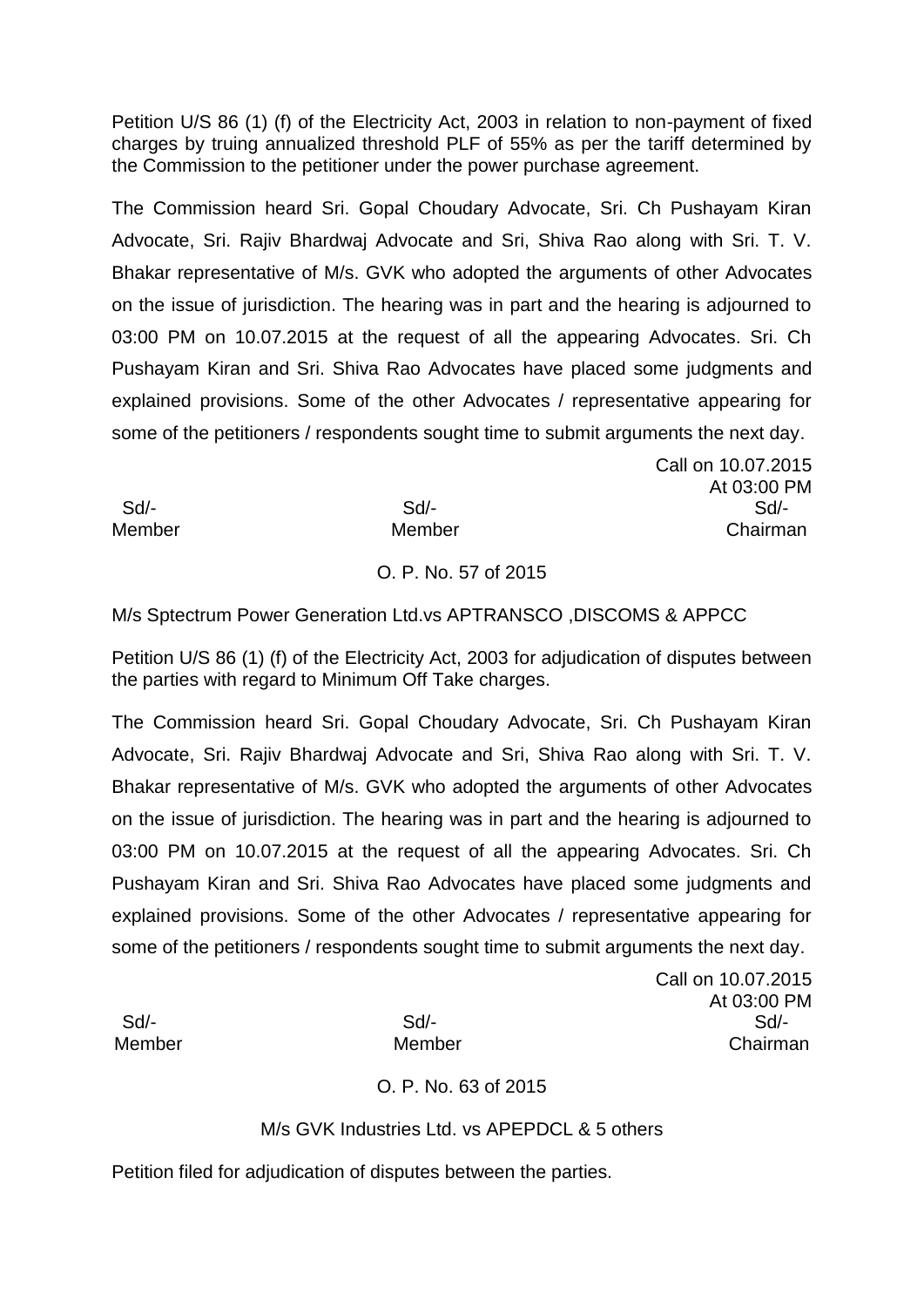Petition U/S 86 (1) (f) of the Electricity Act, 2003 in relation to non-payment of fixed charges by truing annualized threshold PLF of 55% as per the tariff determined by the Commission to the petitioner under the power purchase agreement.

The Commission heard Sri. Gopal Choudary Advocate, Sri. Ch Pushayam Kiran Advocate, Sri. Rajiv Bhardwaj Advocate and Sri, Shiva Rao along with Sri. T. V. Bhakar representative of M/s. GVK who adopted the arguments of other Advocates on the issue of jurisdiction. The hearing was in part and the hearing is adjourned to 03:00 PM on 10.07.2015 at the request of all the appearing Advocates. Sri. Ch Pushayam Kiran and Sri. Shiva Rao Advocates have placed some judgments and explained provisions. Some of the other Advocates / representative appearing for some of the petitioners / respondents sought time to submit arguments the next day.

Call on 10.07.2015
At 03:00 PM

| Sd/- | Sd/- | Sd/- |
|---|---|---|
| Member | Member | Chairman |

O. P. No. 57 of 2015

M/s Sptectrum Power Generation Ltd.vs APTRANSCO ,DISCOMS & APPCC

Petition U/S 86 (1) (f) of the Electricity Act, 2003 for adjudication of disputes between the parties with regard to Minimum Off Take charges.

The Commission heard Sri. Gopal Choudary Advocate, Sri. Ch Pushayam Kiran Advocate, Sri. Rajiv Bhardwaj Advocate and Sri, Shiva Rao along with Sri. T. V. Bhakar representative of M/s. GVK who adopted the arguments of other Advocates on the issue of jurisdiction. The hearing was in part and the hearing is adjourned to 03:00 PM on 10.07.2015 at the request of all the appearing Advocates. Sri. Ch Pushayam Kiran and Sri. Shiva Rao Advocates have placed some judgments and explained provisions. Some of the other Advocates / representative appearing for some of the petitioners / respondents sought time to submit arguments the next day.

Call on 10.07.2015
At 03:00 PM

| Sd/- | Sd/- | Sd/- |
|---|---|---|
| Member | Member | Chairman |

O. P. No. 63 of 2015

M/s GVK Industries Ltd. vs APEPDCL & 5 others

Petition filed for adjudication of disputes between the parties.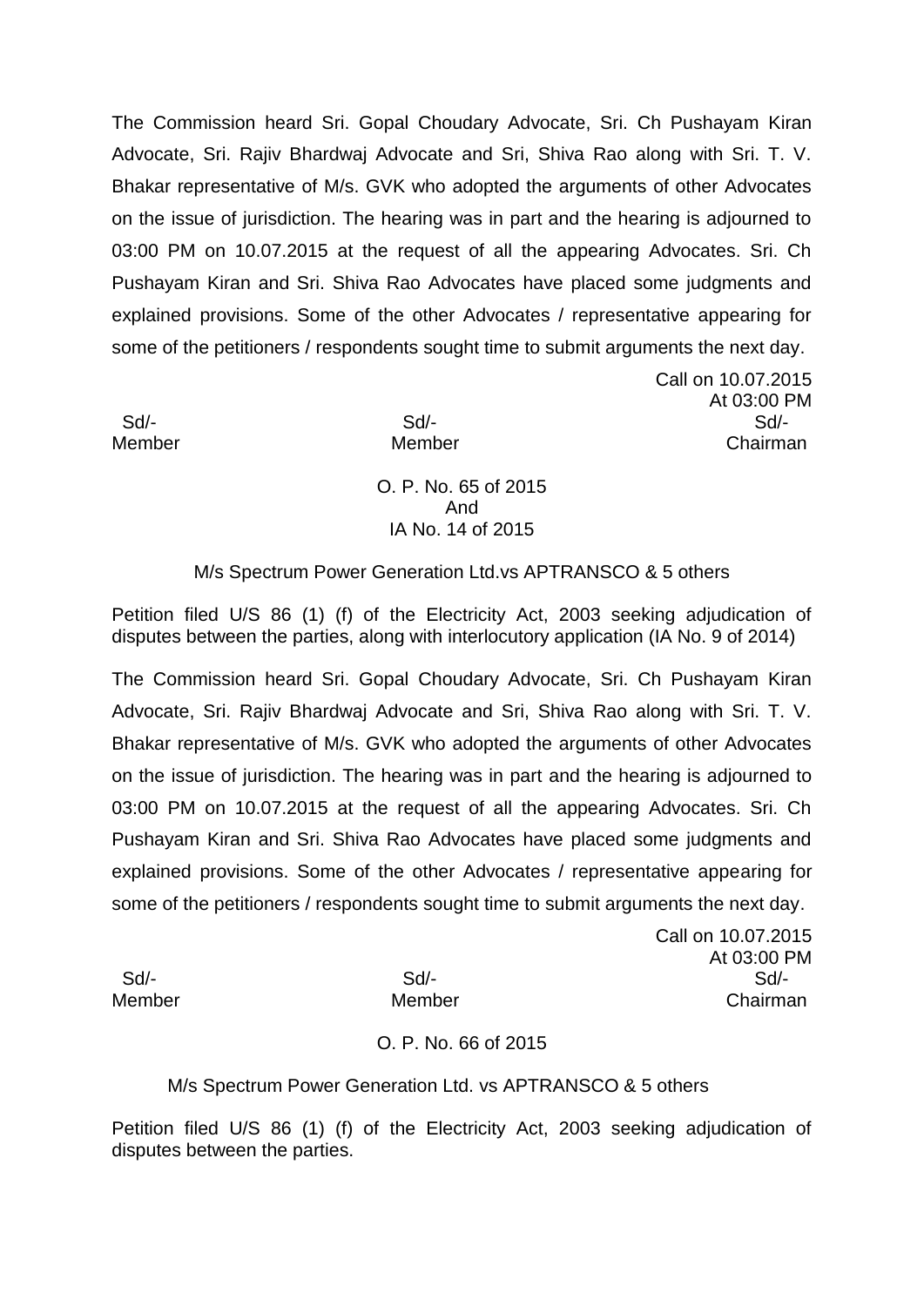The Commission heard Sri. Gopal Choudary Advocate, Sri. Ch Pushayam Kiran Advocate, Sri. Rajiv Bhardwaj Advocate and Sri, Shiva Rao along with Sri. T. V. Bhakar representative of M/s. GVK who adopted the arguments of other Advocates on the issue of jurisdiction. The hearing was in part and the hearing is adjourned to 03:00 PM on 10.07.2015 at the request of all the appearing Advocates. Sri. Ch Pushayam Kiran and Sri. Shiva Rao Advocates have placed some judgments and explained provisions. Some of the other Advocates / representative appearing for some of the petitioners / respondents sought time to submit arguments the next day.

Call on 10.07.2015
At 03:00 PM

| Sd/- | Sd/- | Sd/- |
|---|---|---|
| Member | Member | Chairman |

O. P. No. 65 of 2015
And
IA No. 14 of 2015

M/s Spectrum Power Generation Ltd.vs APTRANSCO & 5 others

Petition filed U/S 86 (1) (f) of the Electricity Act, 2003 seeking adjudication of disputes between the parties, along with interlocutory application (IA No. 9 of 2014)

The Commission heard Sri. Gopal Choudary Advocate, Sri. Ch Pushayam Kiran Advocate, Sri. Rajiv Bhardwaj Advocate and Sri, Shiva Rao along with Sri. T. V. Bhakar representative of M/s. GVK who adopted the arguments of other Advocates on the issue of jurisdiction. The hearing was in part and the hearing is adjourned to 03:00 PM on 10.07.2015 at the request of all the appearing Advocates. Sri. Ch Pushayam Kiran and Sri. Shiva Rao Advocates have placed some judgments and explained provisions. Some of the other Advocates / representative appearing for some of the petitioners / respondents sought time to submit arguments the next day.

Call on 10.07.2015
At 03:00 PM

| Sd/- | Sd/- | Sd/- |
|---|---|---|
| Member | Member | Chairman |

O. P. No. 66 of 2015

M/s Spectrum Power Generation Ltd. vs APTRANSCO & 5 others

Petition filed U/S 86 (1) (f) of the Electricity Act, 2003 seeking adjudication of disputes between the parties.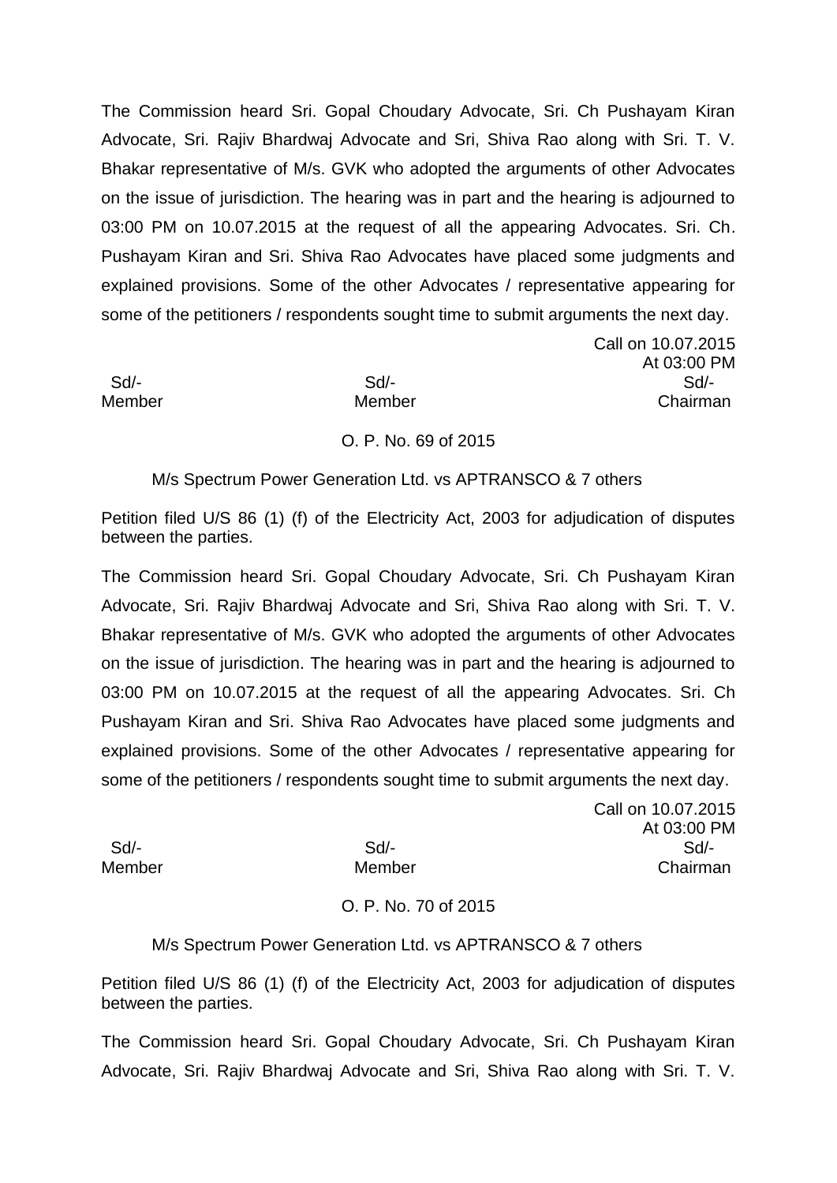The Commission heard Sri. Gopal Choudary Advocate, Sri. Ch Pushayam Kiran Advocate, Sri. Rajiv Bhardwaj Advocate and Sri, Shiva Rao along with Sri. T. V. Bhakar representative of M/s. GVK who adopted the arguments of other Advocates on the issue of jurisdiction. The hearing was in part and the hearing is adjourned to 03:00 PM on 10.07.2015 at the request of all the appearing Advocates. Sri. Ch. Pushayam Kiran and Sri. Shiva Rao Advocates have placed some judgments and explained provisions. Some of the other Advocates / representative appearing for some of the petitioners / respondents sought time to submit arguments the next day.

Call on 10.07.2015
At 03:00 PM

| Sd/- | Sd/- | Sd/- |
|---|---|---|
| Member | Member | Chairman |

O. P. No. 69 of 2015

M/s Spectrum Power Generation Ltd. vs APTRANSCO & 7 others

Petition filed U/S 86 (1) (f) of the Electricity Act, 2003 for adjudication of disputes between the parties.

The Commission heard Sri. Gopal Choudary Advocate, Sri. Ch Pushayam Kiran Advocate, Sri. Rajiv Bhardwaj Advocate and Sri, Shiva Rao along with Sri. T. V. Bhakar representative of M/s. GVK who adopted the arguments of other Advocates on the issue of jurisdiction. The hearing was in part and the hearing is adjourned to 03:00 PM on 10.07.2015 at the request of all the appearing Advocates. Sri. Ch Pushayam Kiran and Sri. Shiva Rao Advocates have placed some judgments and explained provisions. Some of the other Advocates / representative appearing for some of the petitioners / respondents sought time to submit arguments the next day.

Call on 10.07.2015
At 03:00 PM

| Sd/- | Sd/- | Sd/- |
|---|---|---|
| Member | Member | Chairman |

O. P. No. 70 of 2015

M/s Spectrum Power Generation Ltd. vs APTRANSCO & 7 others

Petition filed U/S 86 (1) (f) of the Electricity Act, 2003 for adjudication of disputes between the parties.

The Commission heard Sri. Gopal Choudary Advocate, Sri. Ch Pushayam Kiran Advocate, Sri. Rajiv Bhardwaj Advocate and Sri, Shiva Rao along with Sri. T. V.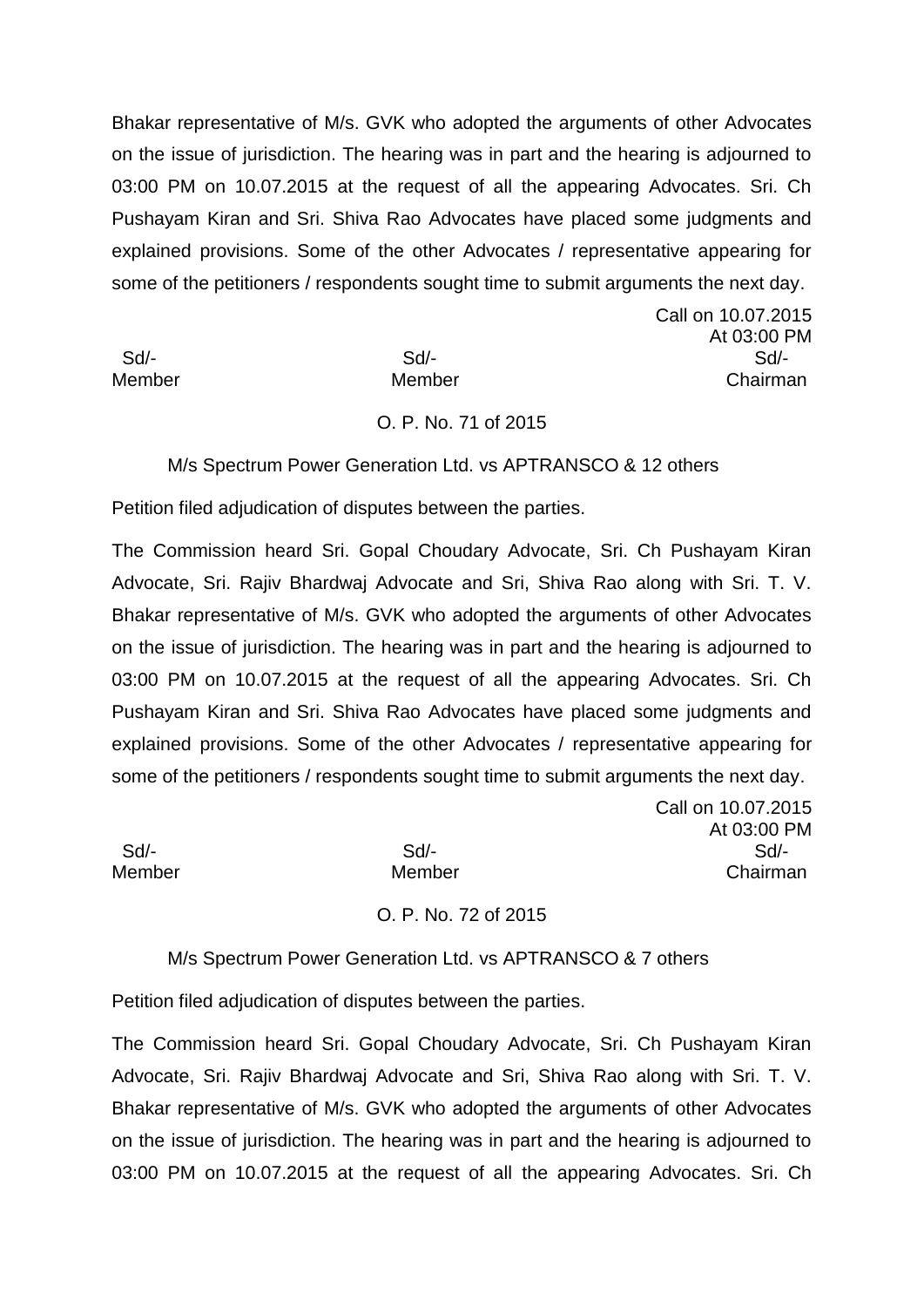Bhakar representative of M/s. GVK who adopted the arguments of other Advocates on the issue of jurisdiction. The hearing was in part and the hearing is adjourned to 03:00 PM on 10.07.2015 at the request of all the appearing Advocates. Sri. Ch Pushayam Kiran and Sri. Shiva Rao Advocates have placed some judgments and explained provisions. Some of the other Advocates / representative appearing for some of the petitioners / respondents sought time to submit arguments the next day.

Call on 10.07.2015
At 03:00 PM

| Sd/- | Sd/- | Sd/- |
|---|---|---|
| Member | Member | Chairman |

O. P. No. 71 of 2015

M/s Spectrum Power Generation Ltd. vs APTRANSCO & 12 others

Petition filed adjudication of disputes between the parties.

The Commission heard Sri. Gopal Choudary Advocate, Sri. Ch Pushayam Kiran Advocate, Sri. Rajiv Bhardwaj Advocate and Sri, Shiva Rao along with Sri. T. V. Bhakar representative of M/s. GVK who adopted the arguments of other Advocates on the issue of jurisdiction. The hearing was in part and the hearing is adjourned to 03:00 PM on 10.07.2015 at the request of all the appearing Advocates. Sri. Ch Pushayam Kiran and Sri. Shiva Rao Advocates have placed some judgments and explained provisions. Some of the other Advocates / representative appearing for some of the petitioners / respondents sought time to submit arguments the next day.

Call on 10.07.2015
At 03:00 PM

| Sd/- | Sd/- | Sd/- |
|---|---|---|
| Member | Member | Chairman |

O. P. No. 72 of 2015

M/s Spectrum Power Generation Ltd. vs APTRANSCO & 7 others

Petition filed adjudication of disputes between the parties.

The Commission heard Sri. Gopal Choudary Advocate, Sri. Ch Pushayam Kiran Advocate, Sri. Rajiv Bhardwaj Advocate and Sri, Shiva Rao along with Sri. T. V. Bhakar representative of M/s. GVK who adopted the arguments of other Advocates on the issue of jurisdiction. The hearing was in part and the hearing is adjourned to 03:00 PM on 10.07.2015 at the request of all the appearing Advocates. Sri. Ch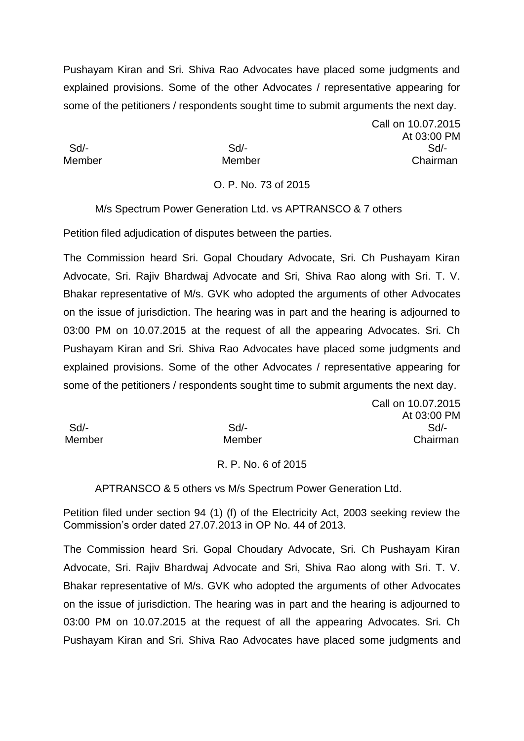Pushayam Kiran and Sri. Shiva Rao Advocates have placed some judgments and explained provisions. Some of the other Advocates / representative appearing for some of the petitioners / respondents sought time to submit arguments the next day.

Call on 10.07.2015
At 03:00 PM

| Sd/- | Sd/- | Sd/- |
|---|---|---|
| Member | Member | Chairman |

O. P. No. 73 of 2015

M/s Spectrum Power Generation Ltd. vs APTRANSCO & 7 others

Petition filed adjudication of disputes between the parties.

The Commission heard Sri. Gopal Choudary Advocate, Sri. Ch Pushayam Kiran Advocate, Sri. Rajiv Bhardwaj Advocate and Sri, Shiva Rao along with Sri. T. V. Bhakar representative of M/s. GVK who adopted the arguments of other Advocates on the issue of jurisdiction. The hearing was in part and the hearing is adjourned to 03:00 PM on 10.07.2015 at the request of all the appearing Advocates. Sri. Ch Pushayam Kiran and Sri. Shiva Rao Advocates have placed some judgments and explained provisions. Some of the other Advocates / representative appearing for some of the petitioners / respondents sought time to submit arguments the next day.

Call on 10.07.2015
At 03:00 PM

| Sd/- | Sd/- | Sd/- |
|---|---|---|
| Member | Member | Chairman |

R. P. No. 6 of 2015

APTRANSCO & 5 others vs M/s Spectrum Power Generation Ltd.

Petition filed under section 94 (1) (f) of the Electricity Act, 2003 seeking review the Commission's order dated 27.07.2013 in OP No. 44 of 2013.

The Commission heard Sri. Gopal Choudary Advocate, Sri. Ch Pushayam Kiran Advocate, Sri. Rajiv Bhardwaj Advocate and Sri, Shiva Rao along with Sri. T. V. Bhakar representative of M/s. GVK who adopted the arguments of other Advocates on the issue of jurisdiction. The hearing was in part and the hearing is adjourned to 03:00 PM on 10.07.2015 at the request of all the appearing Advocates. Sri. Ch Pushayam Kiran and Sri. Shiva Rao Advocates have placed some judgments and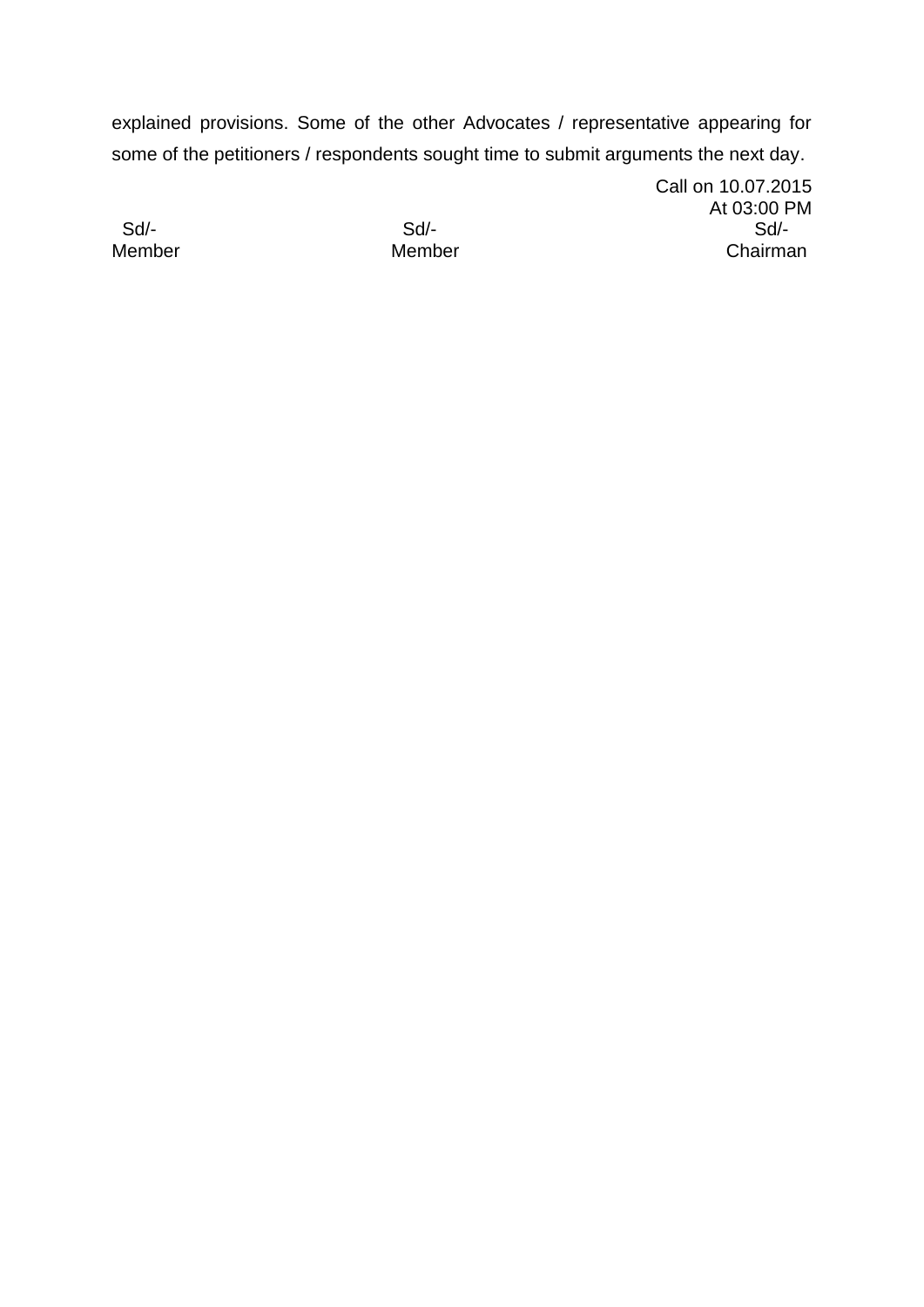explained provisions. Some of the other Advocates / representative appearing for some of the petitioners / respondents sought time to submit arguments the next day.

Call on 10.07.2015
At 03:00 PM

| | | |
|---|---|---|
| Sd/- | Sd/- | Sd/- |
| Member | Member | Chairman |